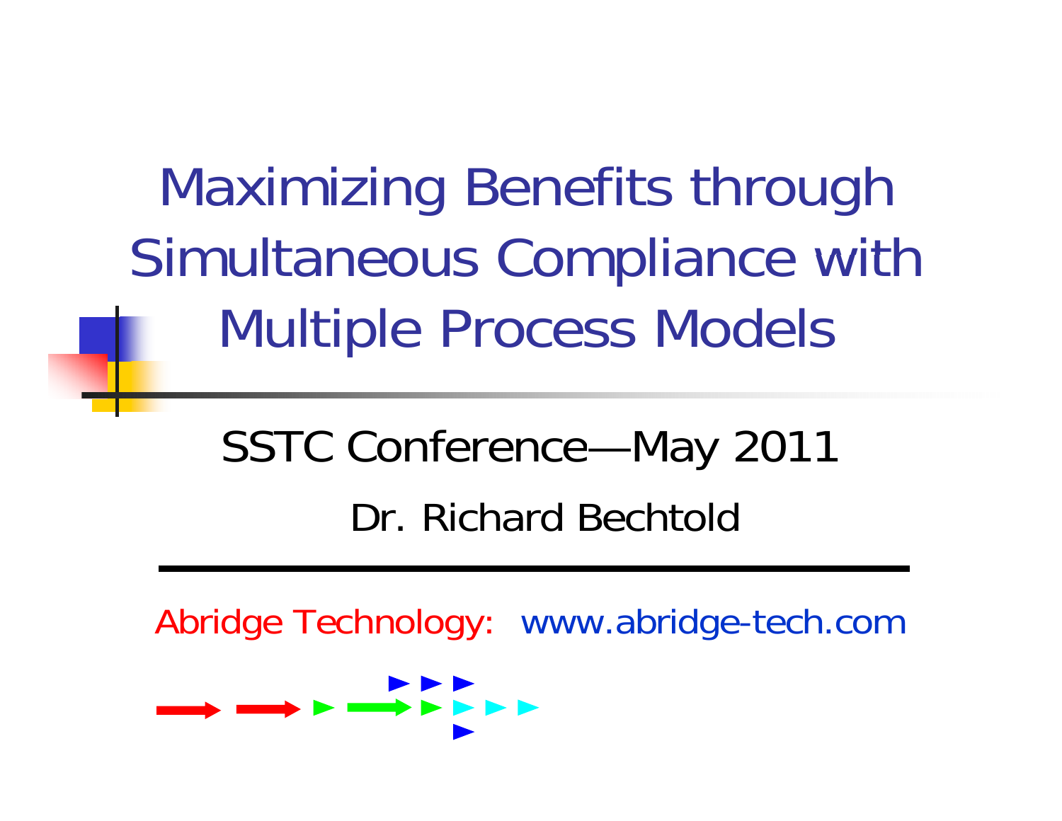# Maximizing Benefits through Simultaneous Compliance with Multiple Process Models

SSTC Conference—May 2011

Dr. Richard Bechtold

Abridge Technology: www.abridge-tech.com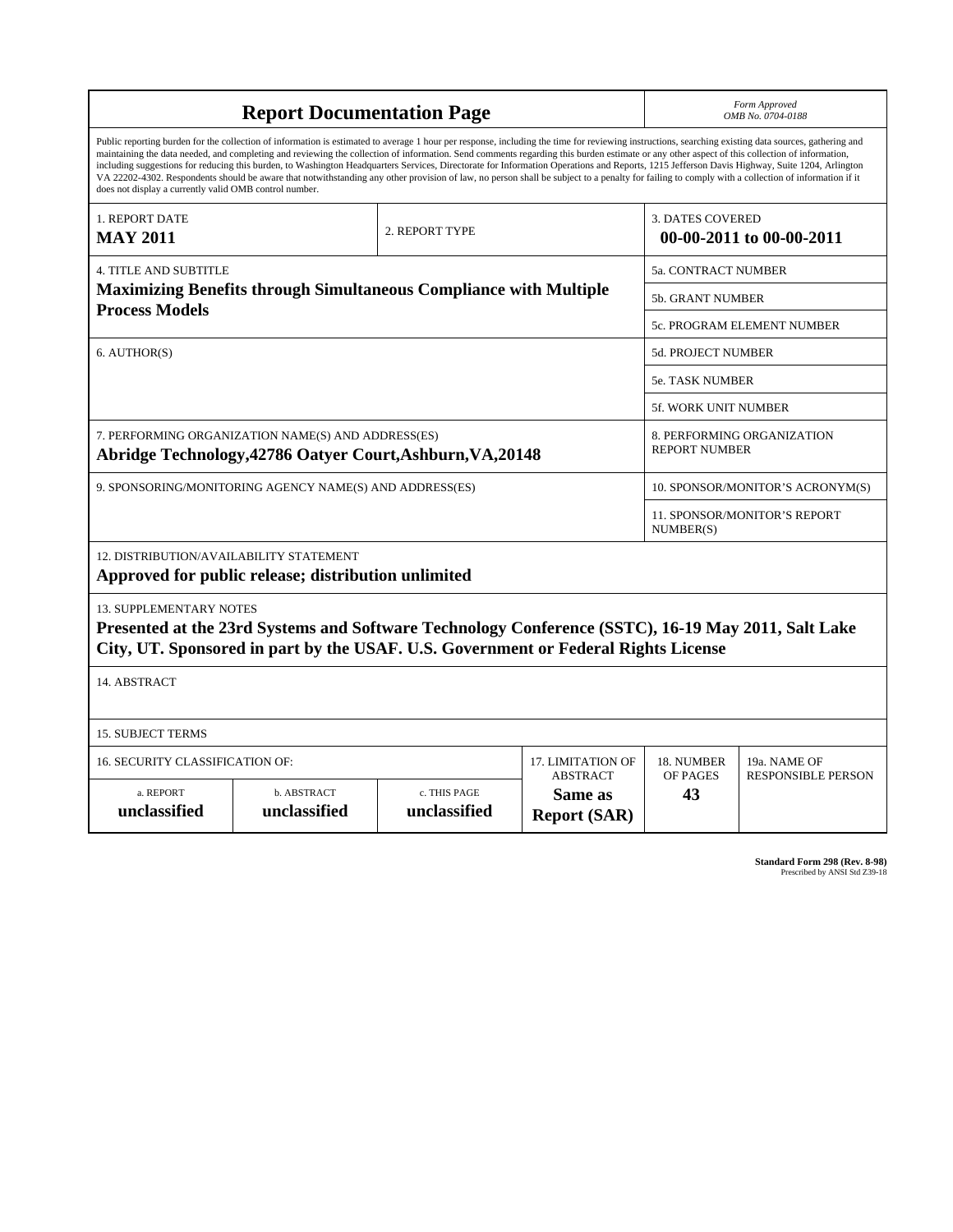# Report Documentation Page

*Form Approved*
*OMB No. 0704-0188*

Public reporting burden for the collection of information is estimated to average 1 hour per response, including the time for reviewing instructions, searching existing data sources, gathering and maintaining the data needed, and completing and reviewing the collection of information. Send comments regarding this burden estimate or any other aspect of this collection of information, including suggestions for reducing this burden, to Washington Headquarters Services, Directorate for Information Operations and Reports, 1215 Jefferson Davis Highway, Suite 1204, Arlington VA 22202-4302. Respondents should be aware that notwithstanding any other provision of law, no person shall be subject to a penalty for failing to comply with a collection of information if it does not display a currently valid OMB control number.

| 1. REPORT DATE | 2. REPORT TYPE | 3. DATES COVERED |
|---|---|---|
| **MAY 2011** | | **00-00-2011 to 00-00-2011** |

| 4. TITLE AND SUBTITLE | |
|---|---|
| **Maximizing Benefits through Simultaneous Compliance with Multiple Process Models** | 5a. CONTRACT NUMBER |
| | 5b. GRANT NUMBER |
| | 5c. PROGRAM ELEMENT NUMBER |
| 6. AUTHOR(S) | 5d. PROJECT NUMBER |
| | 5e. TASK NUMBER |
| | 5f. WORK UNIT NUMBER |
| 7. PERFORMING ORGANIZATION NAME(S) AND ADDRESS(ES) **Abridge Technology,42786 Oatyer Court,Ashburn,VA,20148** | 8. PERFORMING ORGANIZATION REPORT NUMBER |
| 9. SPONSORING/MONITORING AGENCY NAME(S) AND ADDRESS(ES) | 10. SPONSOR/MONITOR'S ACRONYM(S) |
| | 11. SPONSOR/MONITOR'S REPORT NUMBER(S) |

12. DISTRIBUTION/AVAILABILITY STATEMENT
**Approved for public release; distribution unlimited**

13. SUPPLEMENTARY NOTES
**Presented at the 23rd Systems and Software Technology Conference (SSTC), 16-19 May 2011, Salt Lake City, UT. Sponsored in part by the USAF. U.S. Government or Federal Rights License**

14. ABSTRACT

15. SUBJECT TERMS

| 16. SECURITY CLASSIFICATION OF: | | | 17. LIMITATION OF ABSTRACT | 18. NUMBER OF PAGES | 19a. NAME OF RESPONSIBLE PERSON |
|---|---|---|---|---|---|
| a. REPORT | b. ABSTRACT | c. THIS PAGE | | | |
| **unclassified** | **unclassified** | **unclassified** | **Same as Report (SAR)** | **43** | |

**Standard Form 298 (Rev. 8-98)**
Prescribed by ANSI Std Z39-18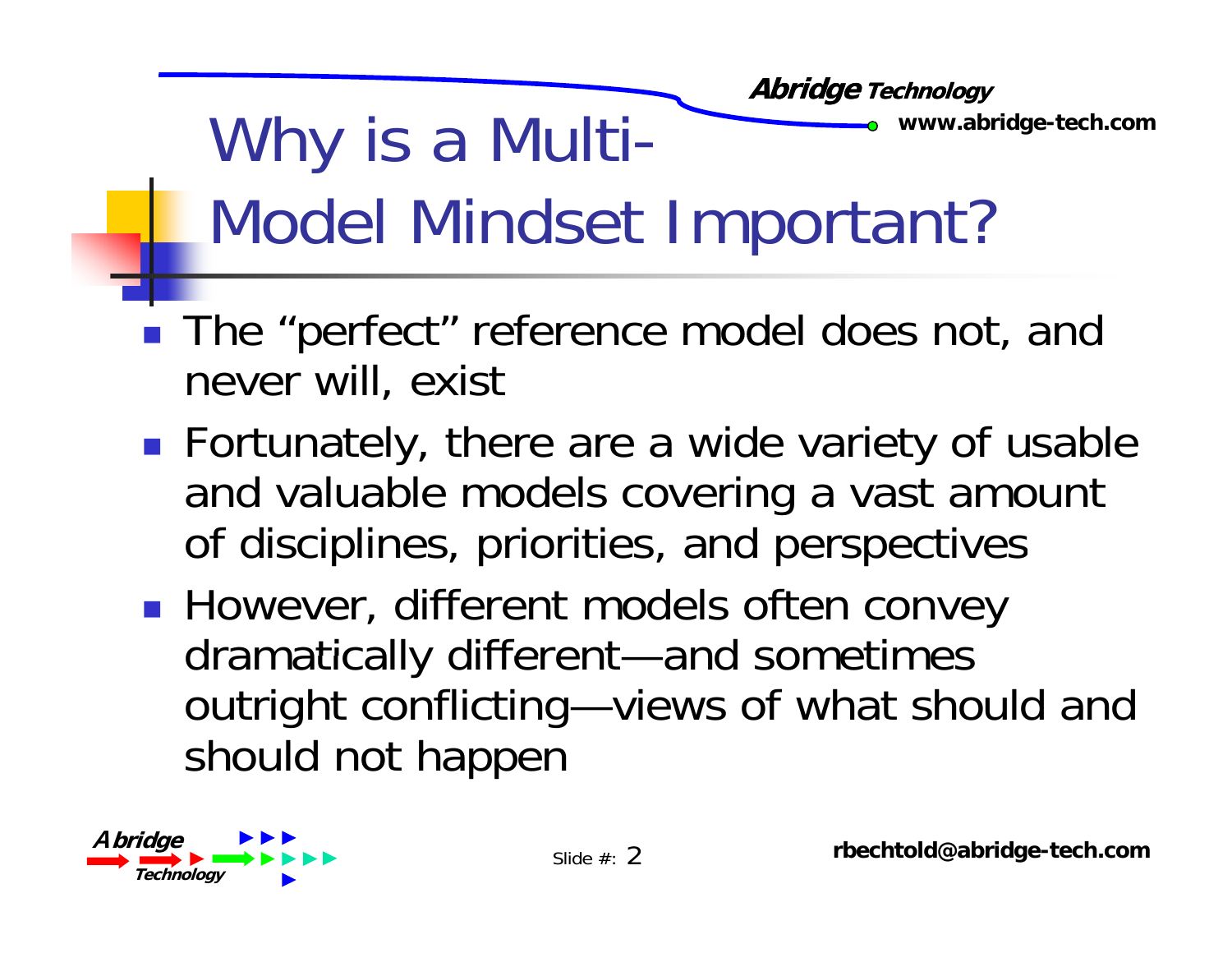# Why is a Multi-Model Mindset Important?

- The "perfect" reference model does not, and never will, exist
- Fortunately, there are a wide variety of usable and valuable models covering a vast amount of disciplines, priorities, and perspectives
- However, different models often convey dramatically different—and sometimes outright conflicting—views of what should and should not happen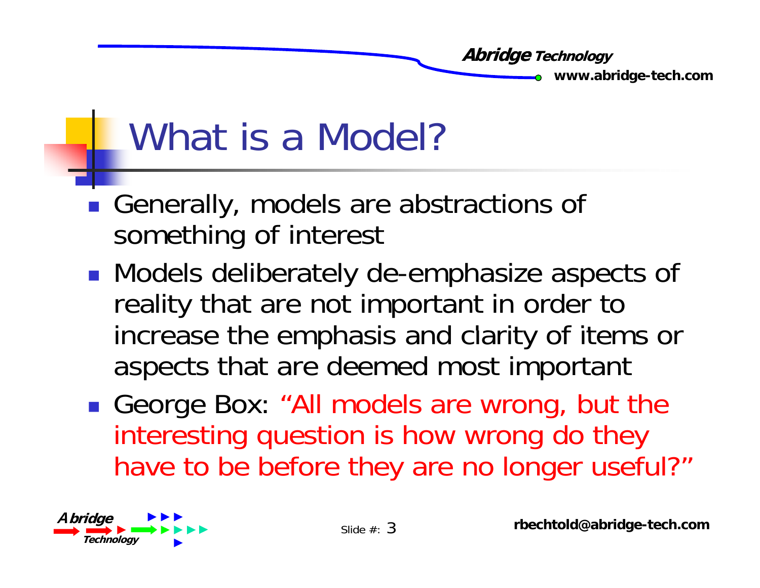# What is a Model?

- Generally, models are abstractions of something of interest
- Models deliberately de-emphasize aspects of reality that are not important in order to increase the emphasis and clarity of items or aspects that are deemed most important
- George Box: "All models are wrong, but the interesting question is how wrong do they have to be before they are no longer useful?"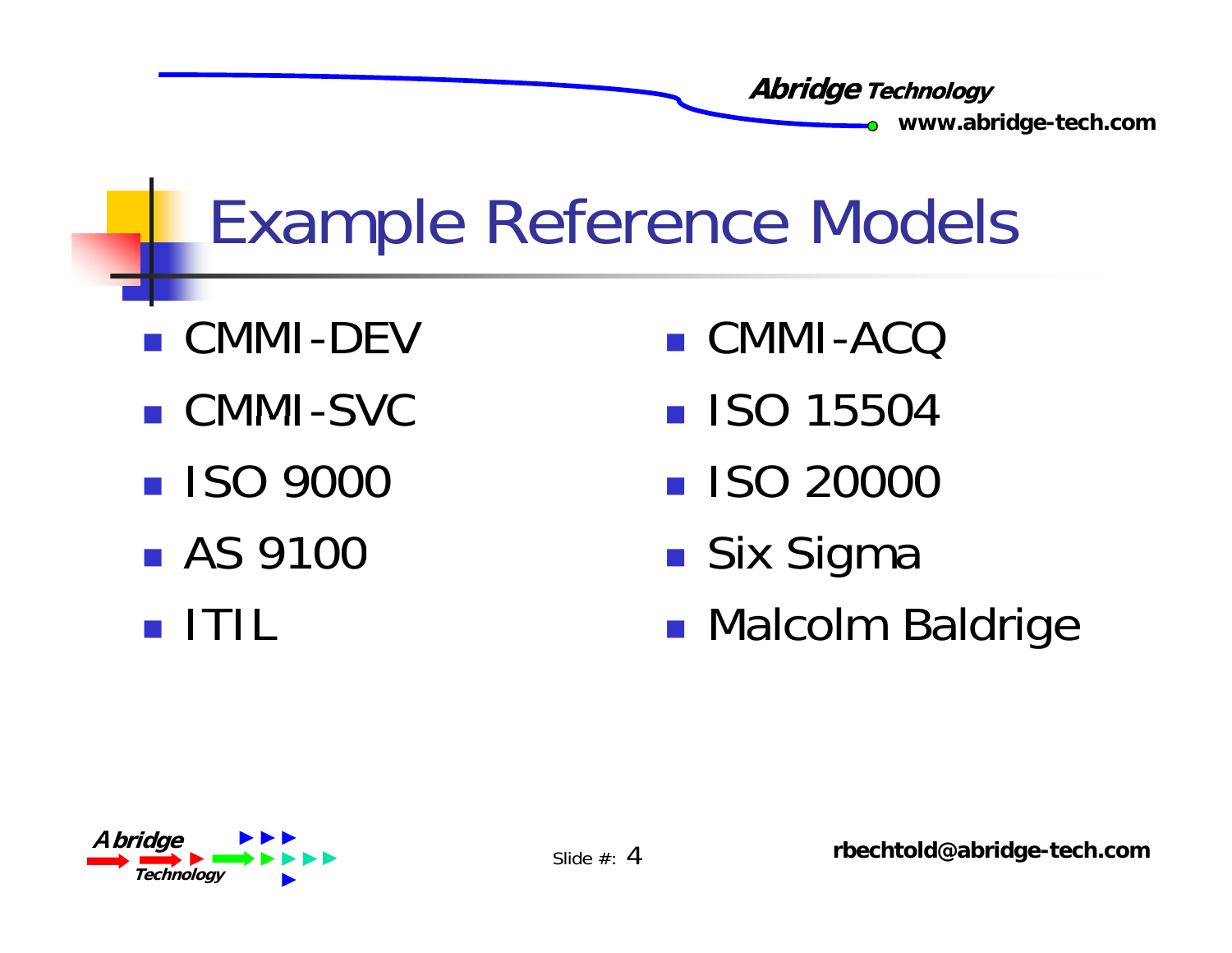# Example Reference Models

- CMMI-DEV
- CMMI-SVC
- ISO 9000
- AS 9100
- ITIL
- CMMI-ACQ
- ISO 15504
- ISO 20000
- Six Sigma
- Malcolm Baldrige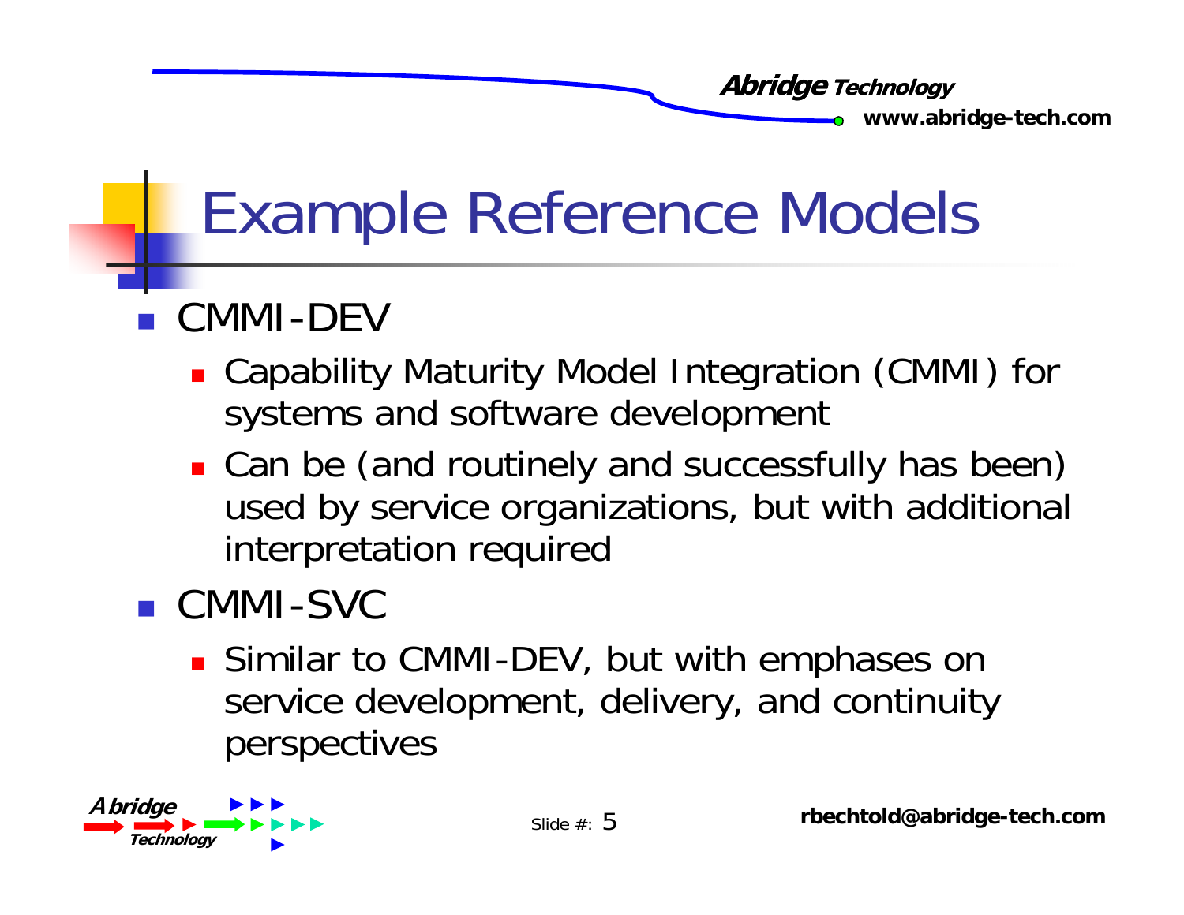# Example Reference Models

- CMMI-DEV
  - Capability Maturity Model Integration (CMMI) for systems and software development
  - Can be (and routinely and successfully has been) used by service organizations, but with additional interpretation required
- CMMI-SVC
  - Similar to CMMI-DEV, but with emphases on service development, delivery, and continuity perspectives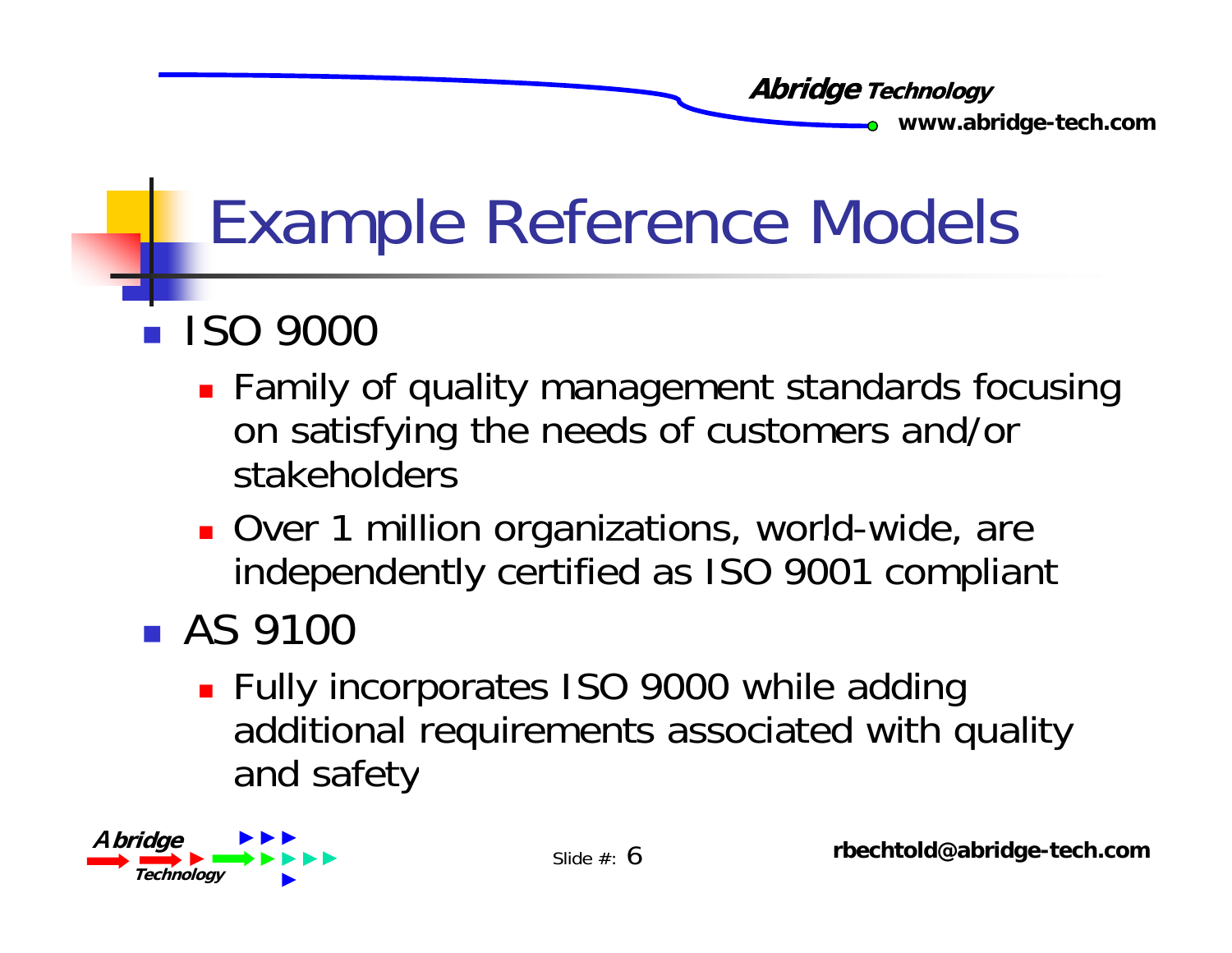# Example Reference Models

- ISO 9000
  - Family of quality management standards focusing on satisfying the needs of customers and/or stakeholders
  - Over 1 million organizations, world-wide, are independently certified as ISO 9001 compliant
- AS 9100
  - Fully incorporates ISO 9000 while adding additional requirements associated with quality and safety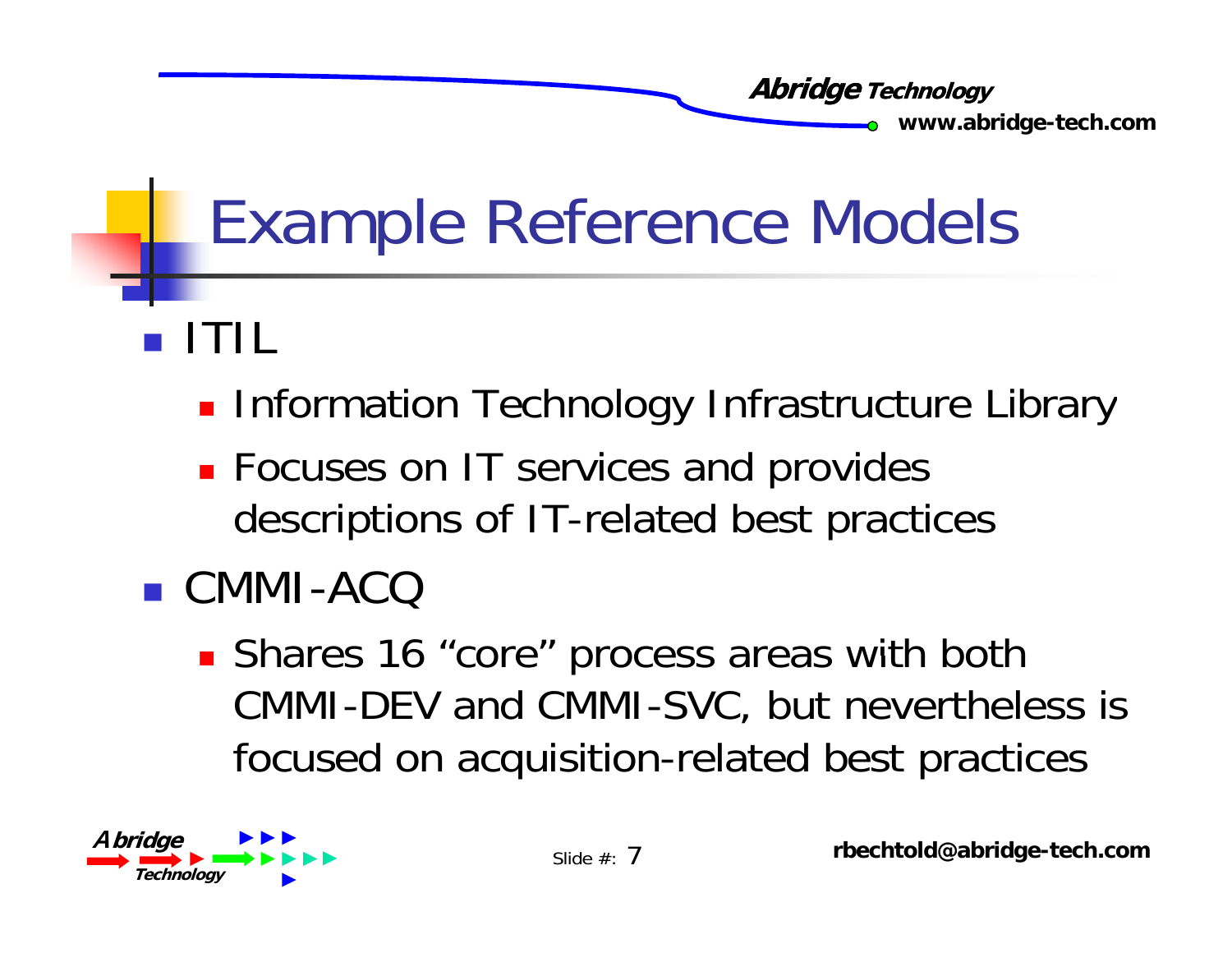# Example Reference Models

- ITIL
  - Information Technology Infrastructure Library
  - Focuses on IT services and provides descriptions of IT-related best practices
- CMMI-ACQ
  - Shares 16 “core” process areas with both CMMI-DEV and CMMI-SVC, but nevertheless is focused on acquisition-related best practices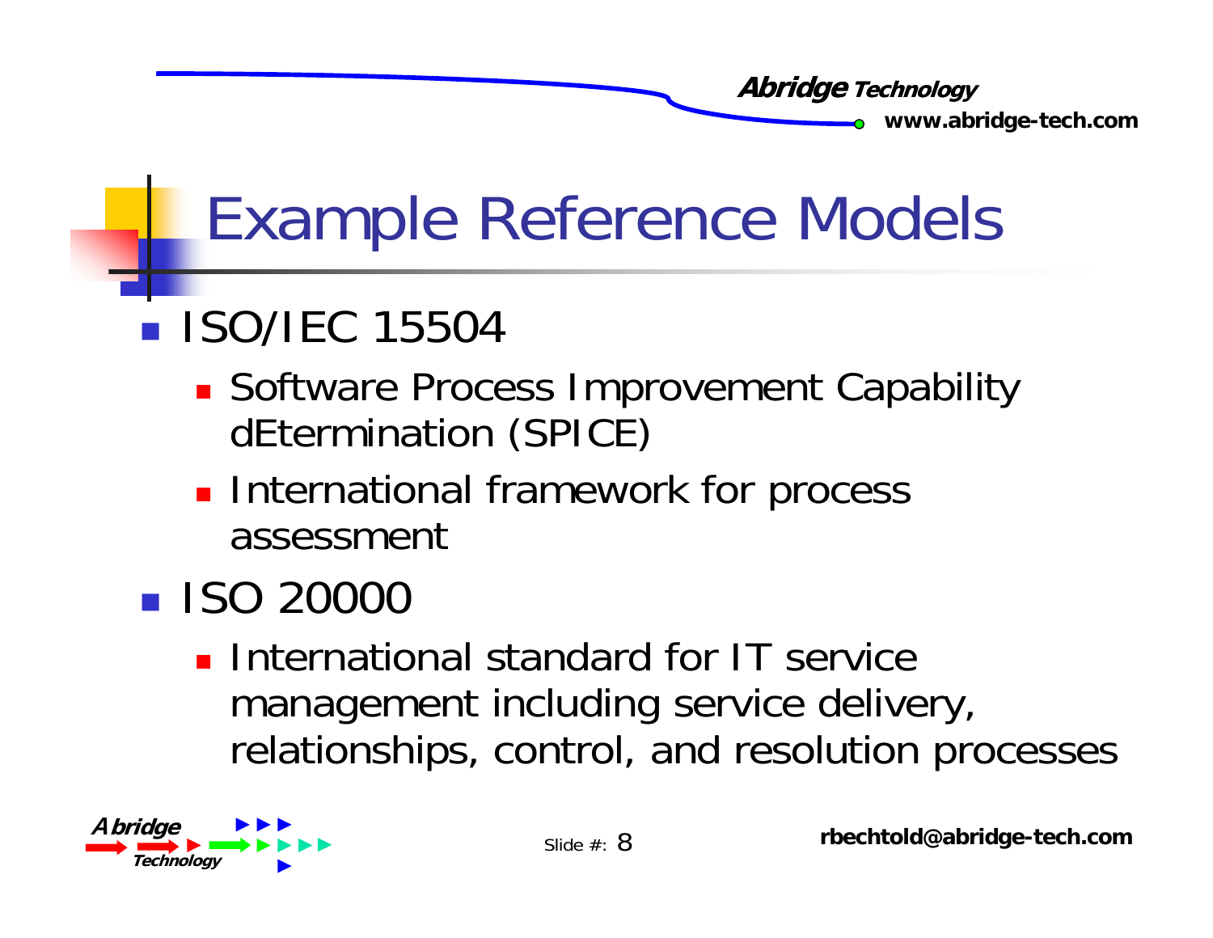# Example Reference Models

- ISO/IEC 15504
  - Software Process Improvement Capability dEtermination (SPICE)
  - International framework for process assessment
- ISO 20000
  - International standard for IT service management including service delivery, relationships, control, and resolution processes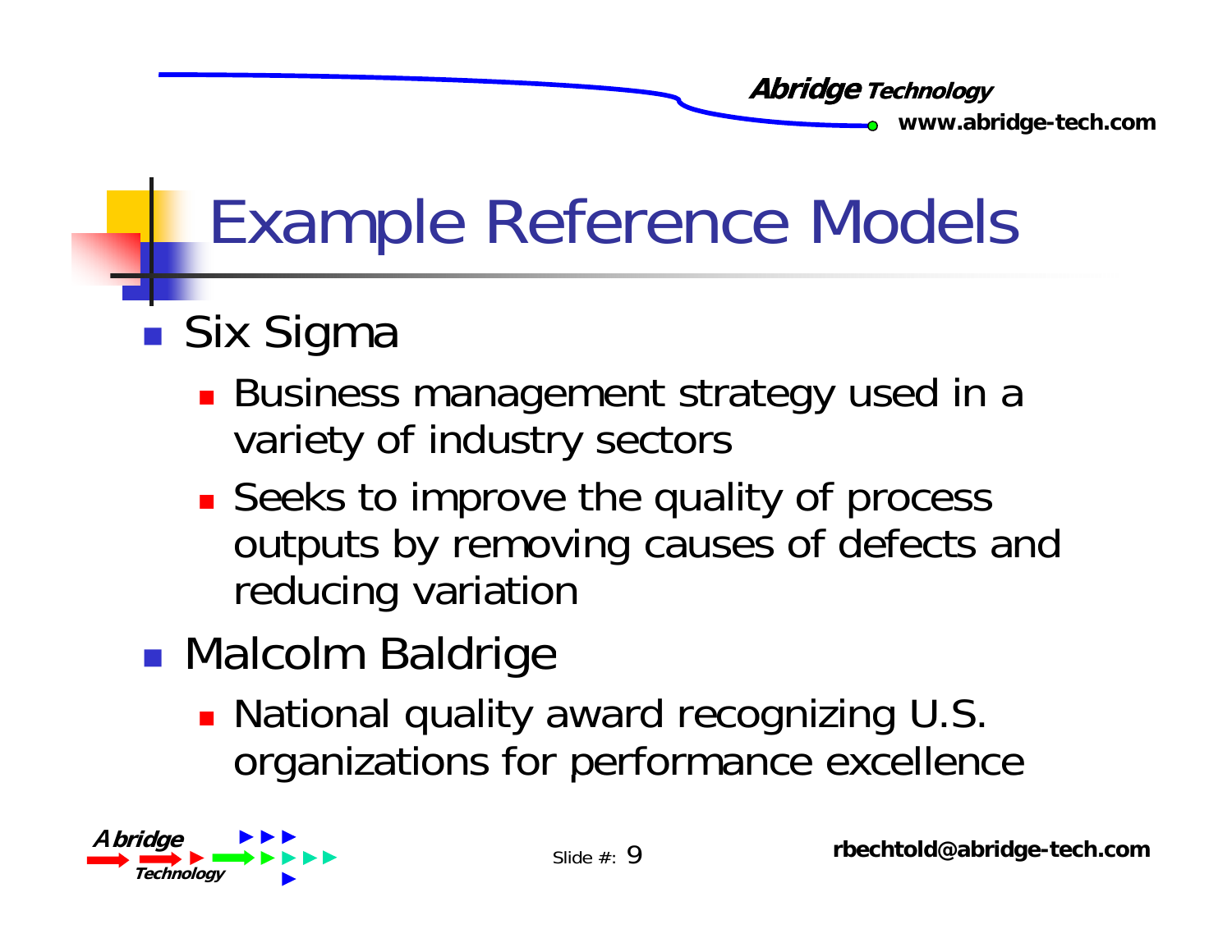# Example Reference Models

- Six Sigma
  - Business management strategy used in a variety of industry sectors
  - Seeks to improve the quality of process outputs by removing causes of defects and reducing variation
- Malcolm Baldrige
  - National quality award recognizing U.S. organizations for performance excellence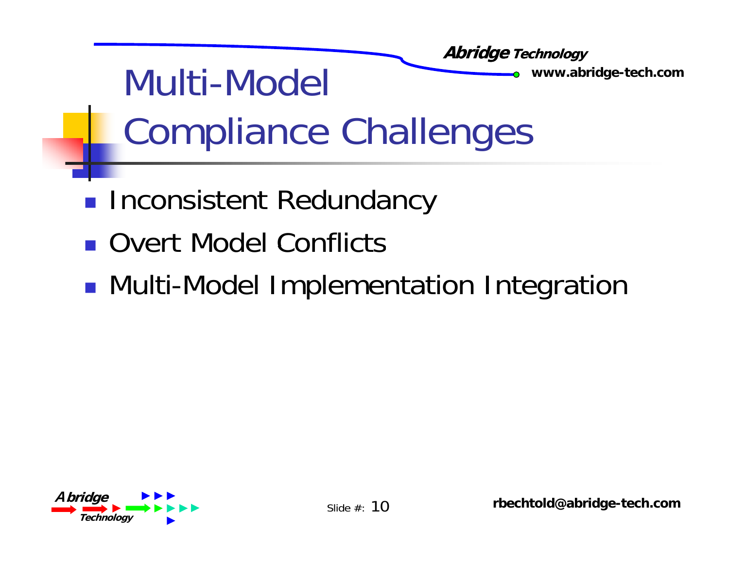# Multi-Model Compliance Challenges

- Inconsistent Redundancy
- Overt Model Conflicts
- Multi-Model Implementation Integration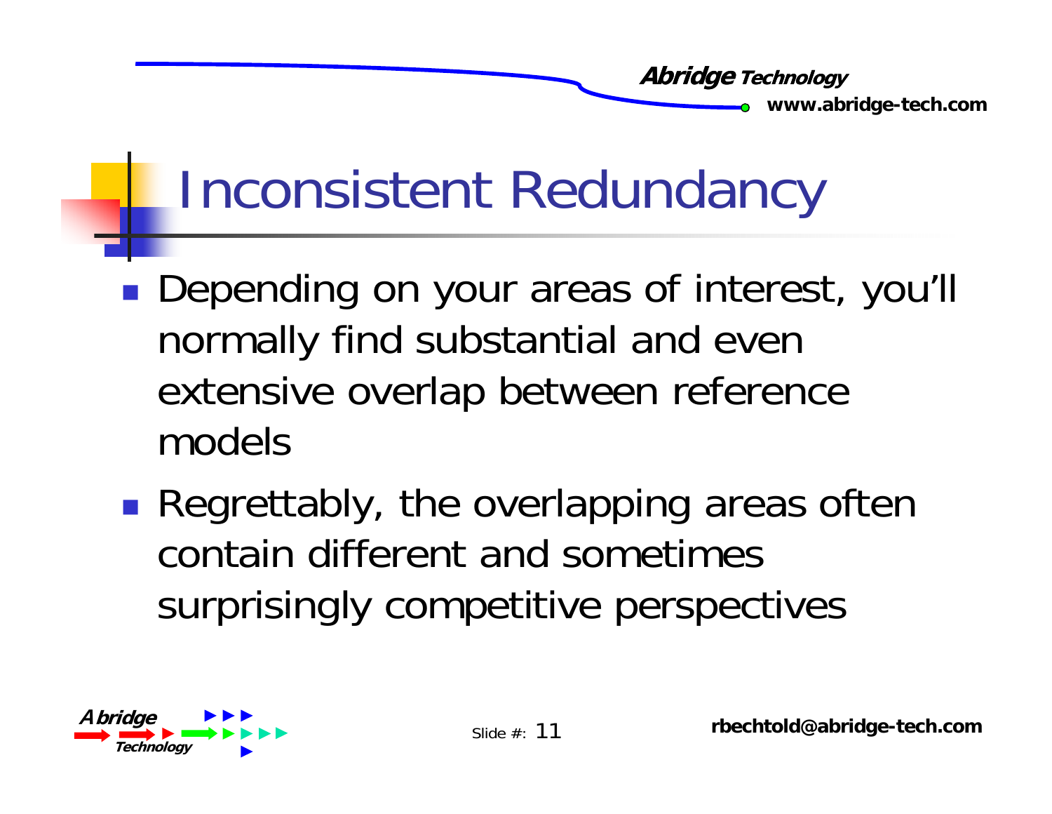# Inconsistent Redundancy

- Depending on your areas of interest, you'll normally find substantial and even extensive overlap between reference models
- Regrettably, the overlapping areas often contain different and sometimes surprisingly competitive perspectives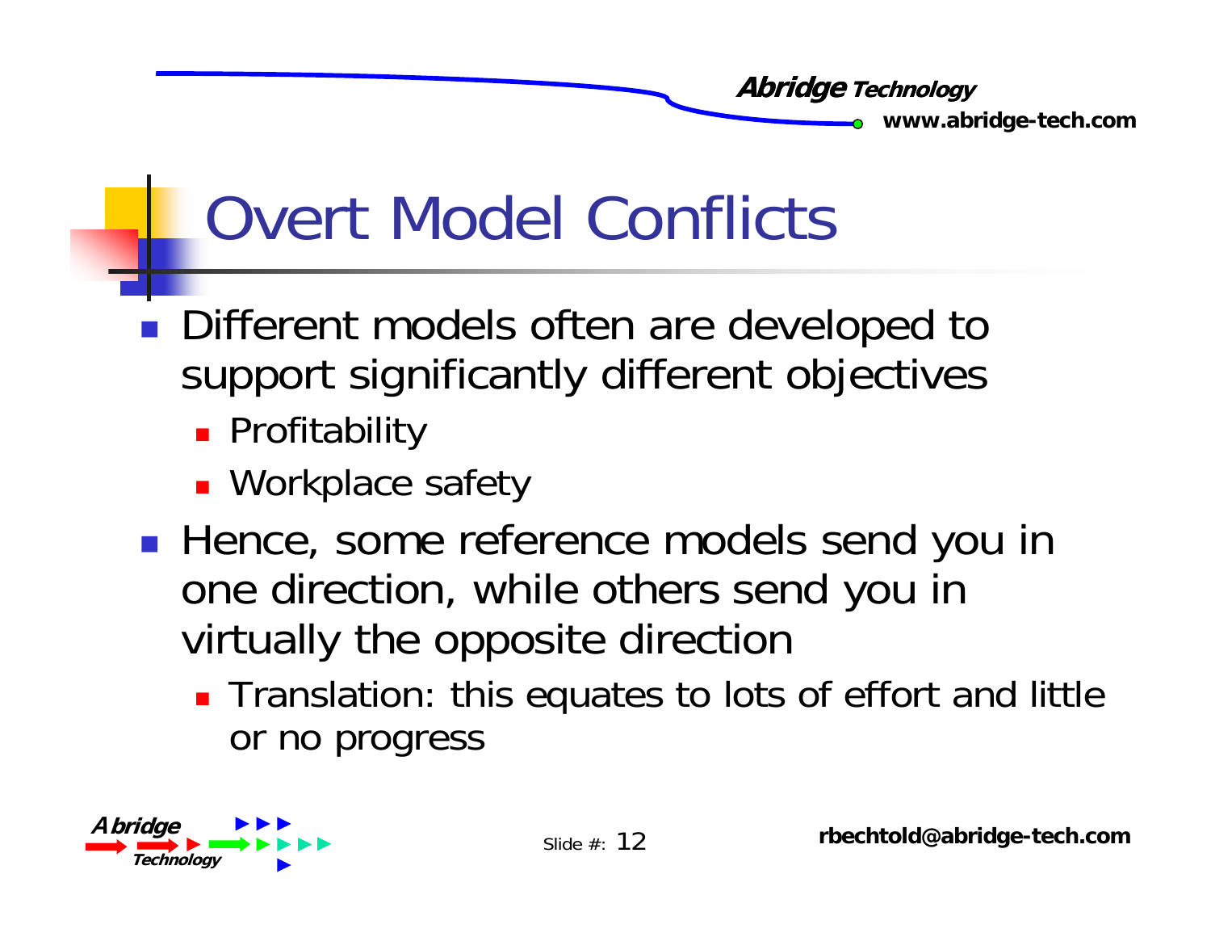# Overt Model Conflicts

- Different models often are developed to support significantly different objectives
  - Profitability
  - Workplace safety
- Hence, some reference models send you in one direction, while others send you in virtually the opposite direction
  - Translation: this equates to lots of effort and little or no progress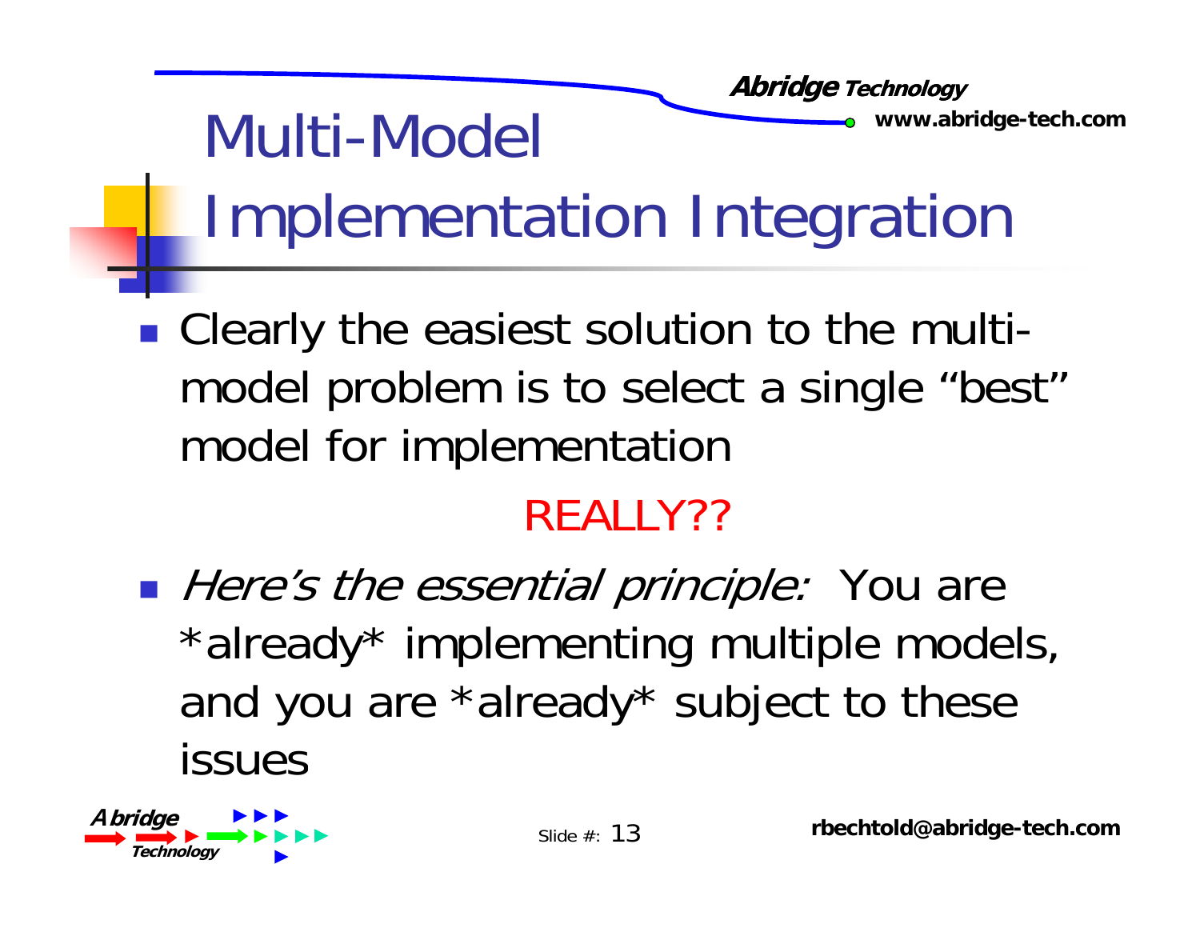# Multi-Model Implementation Integration

- Clearly the easiest solution to the multi-model problem is to select a single “best” model for implementation

REALLY??

- *Here’s the essential principle:* You are *already* implementing multiple models, and you are *already* subject to these issues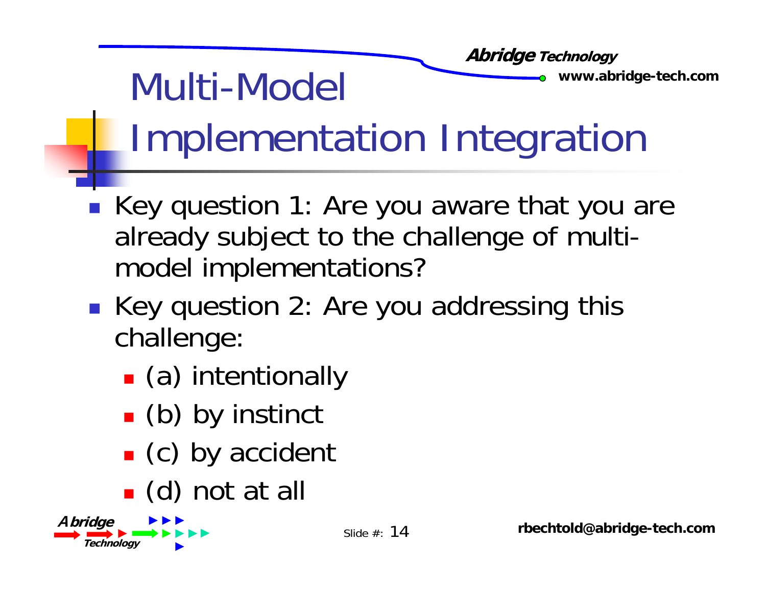# Multi-Model Implementation Integration

- Key question 1: Are you aware that you are already subject to the challenge of multi-model implementations?
- Key question 2: Are you addressing this challenge:
  - (a) intentionally
  - (b) by instinct
  - (c) by accident
  - (d) not at all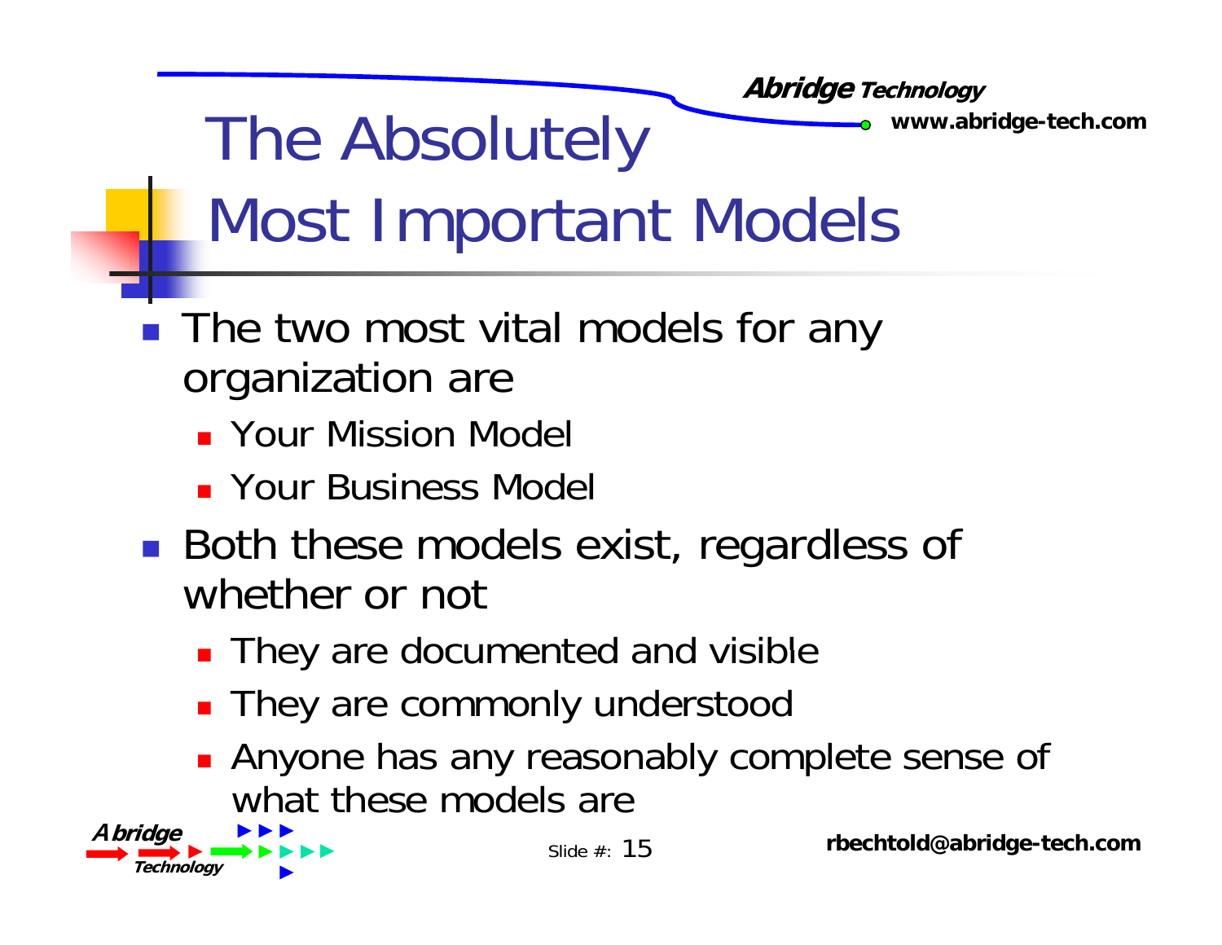# The Absolutely Most Important Models

- The two most vital models for any organization are
  - Your Mission Model
  - Your Business Model
- Both these models exist, regardless of whether or not
  - They are documented and visible
  - They are commonly understood
  - Anyone has any reasonably complete sense of what these models are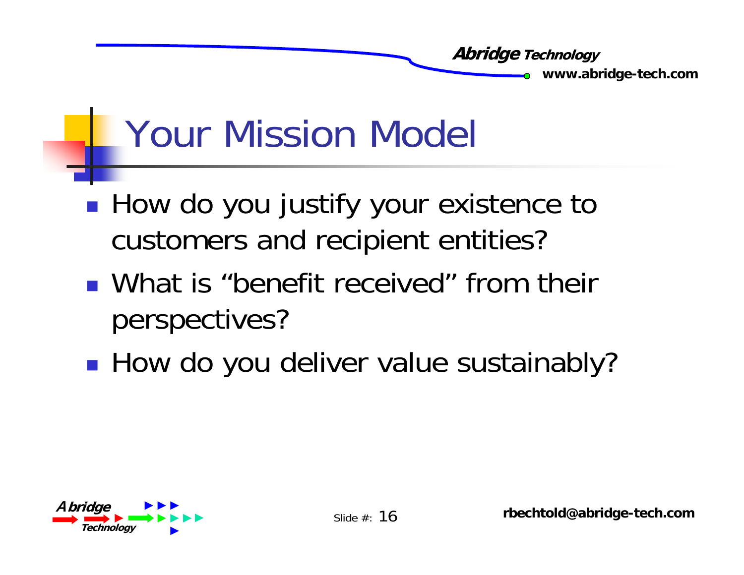# Your Mission Model

- How do you justify your existence to customers and recipient entities?
- What is “benefit received” from their perspectives?
- How do you deliver value sustainably?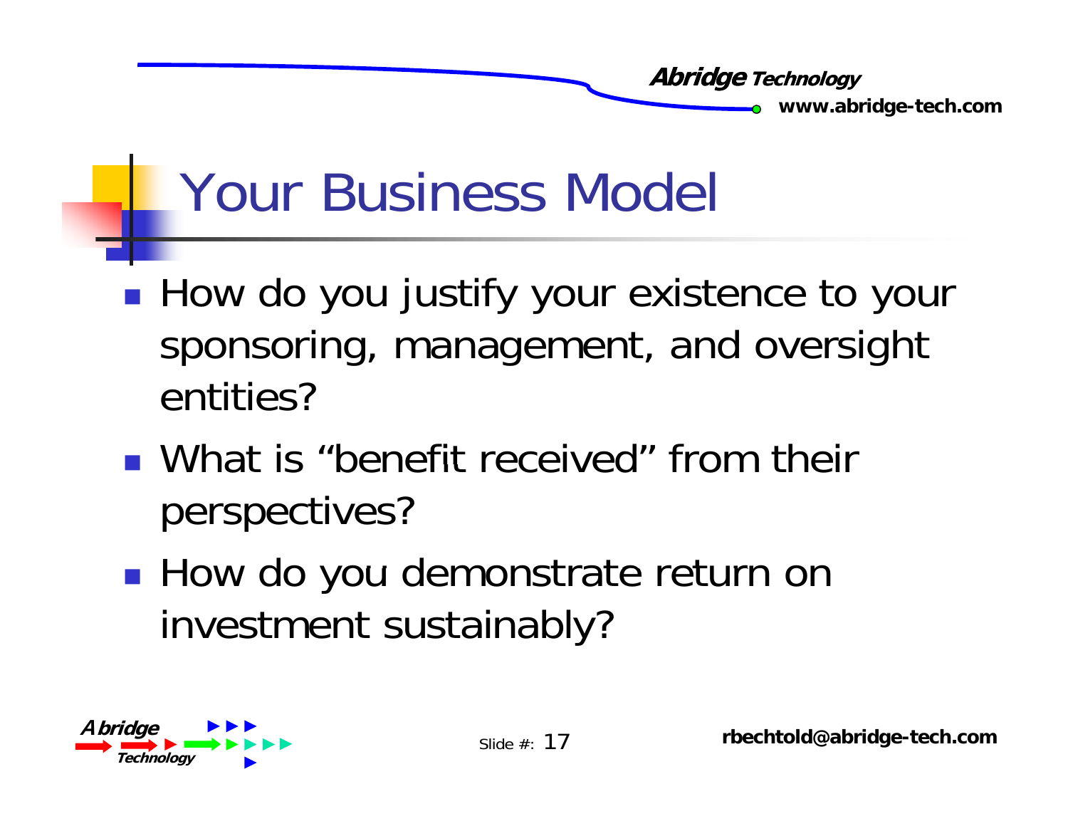# Your Business Model

- How do you justify your existence to your sponsoring, management, and oversight entities?
- What is "benefit received" from their perspectives?
- How do you demonstrate return on investment sustainably?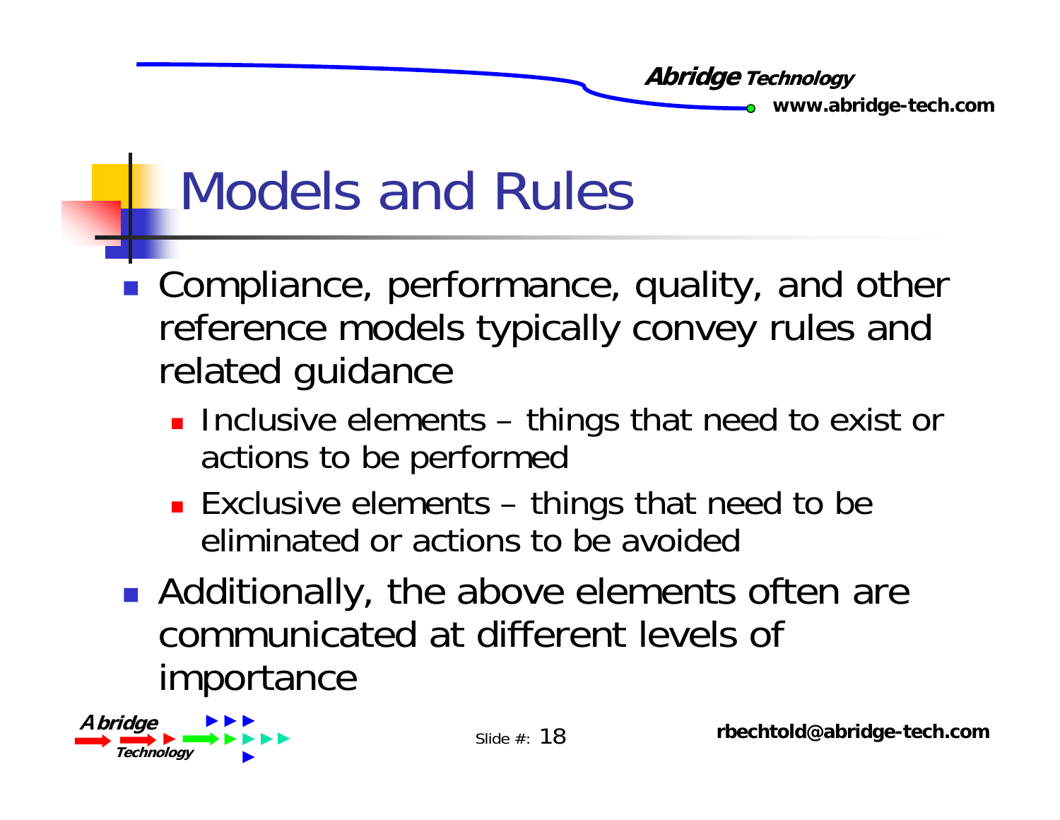# Models and Rules

- Compliance, performance, quality, and other reference models typically convey rules and related guidance
  - Inclusive elements – things that need to exist or actions to be performed
  - Exclusive elements – things that need to be eliminated or actions to be avoided
- Additionally, the above elements often are communicated at different levels of importance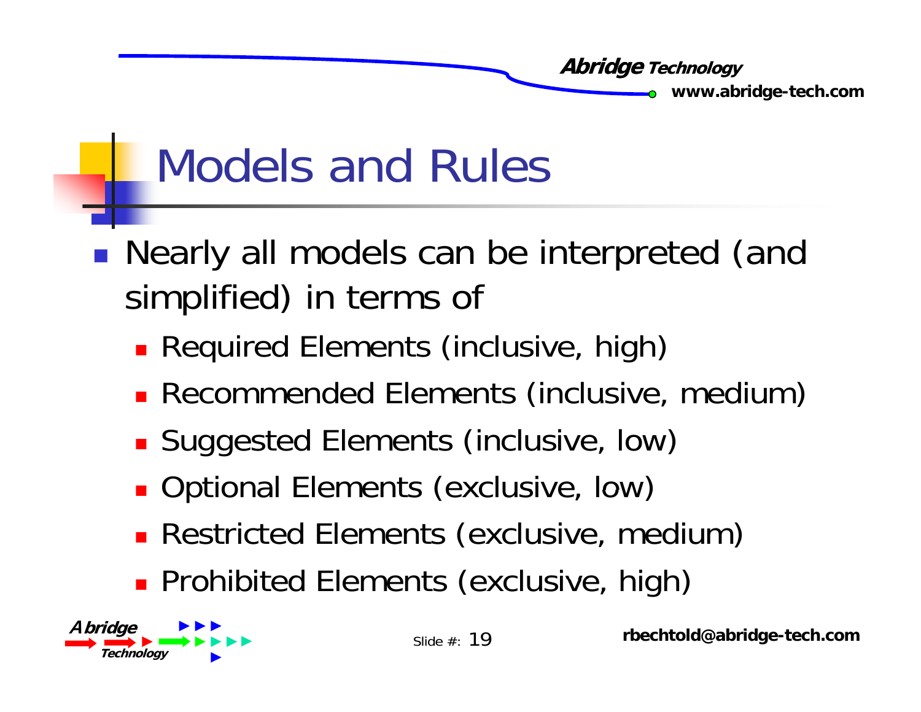# Models and Rules

- Nearly all models can be interpreted (and simplified) in terms of
  - Required Elements (inclusive, high)
  - Recommended Elements (inclusive, medium)
  - Suggested Elements (inclusive, low)
  - Optional Elements (exclusive, low)
  - Restricted Elements (exclusive, medium)
  - Prohibited Elements (exclusive, high)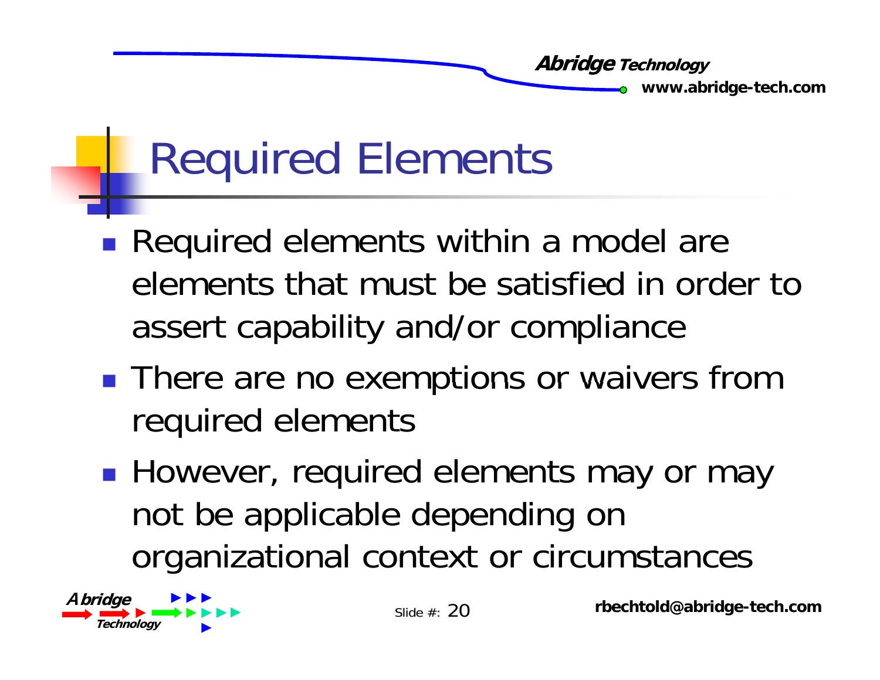# Required Elements

- Required elements within a model are elements that must be satisfied in order to assert capability and/or compliance
- There are no exemptions or waivers from required elements
- However, required elements may or may not be applicable depending on organizational context or circumstances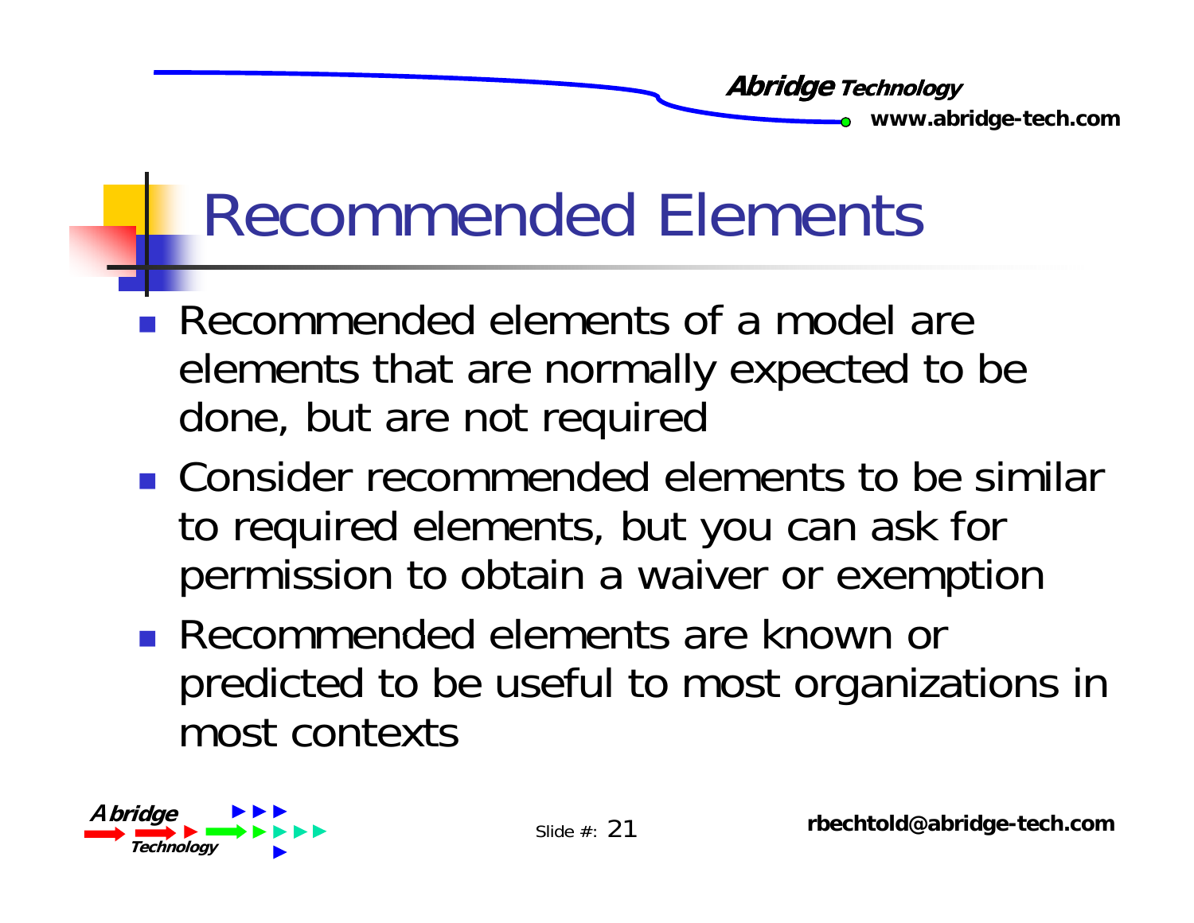# Recommended Elements

- Recommended elements of a model are elements that are normally expected to be done, but are not required
- Consider recommended elements to be similar to required elements, but you can ask for permission to obtain a waiver or exemption
- Recommended elements are known or predicted to be useful to most organizations in most contexts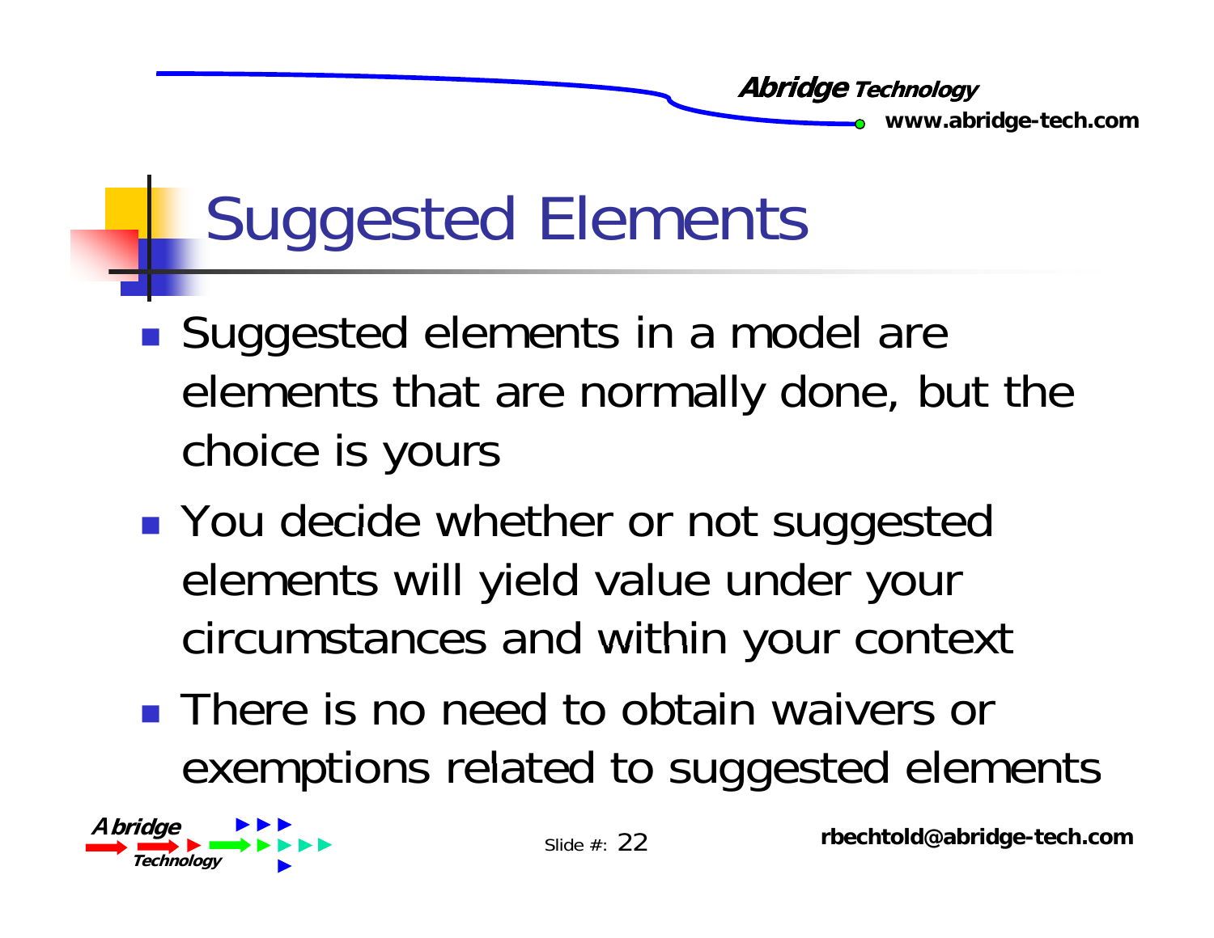# Suggested Elements

- Suggested elements in a model are elements that are normally done, but the choice is yours
- You decide whether or not suggested elements will yield value under your circumstances and within your context
- There is no need to obtain waivers or exemptions related to suggested elements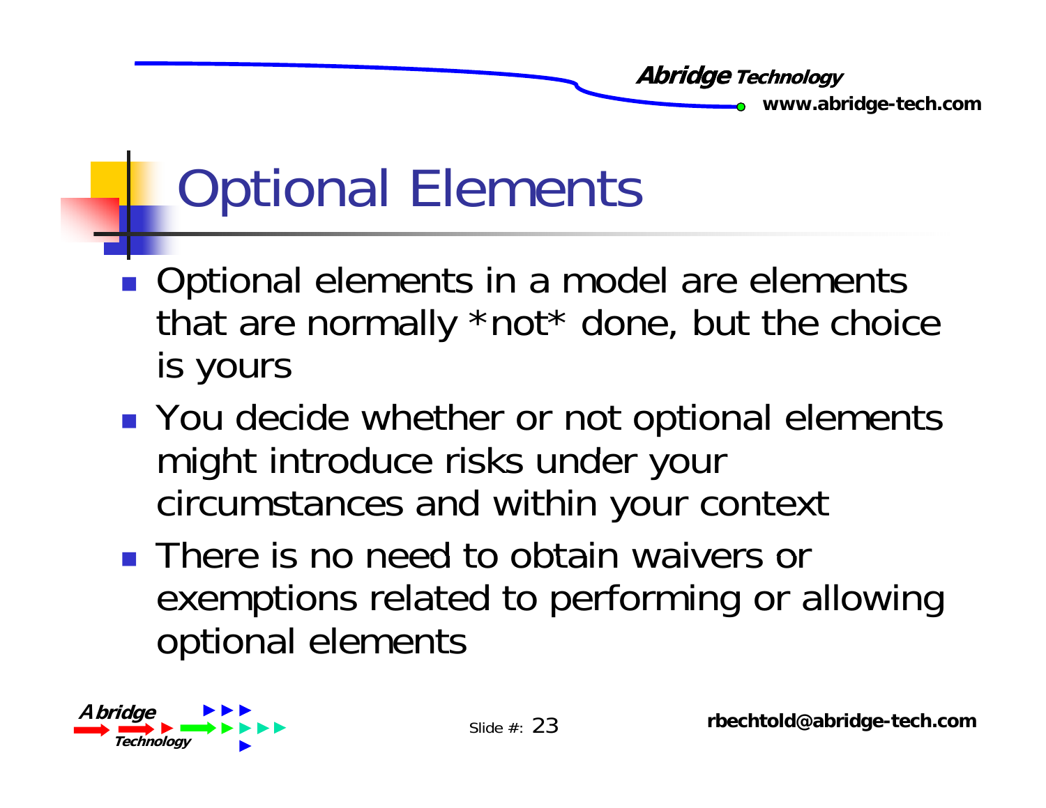# Optional Elements

- Optional elements in a model are elements that are normally *not* done, but the choice is yours
- You decide whether or not optional elements might introduce risks under your circumstances and within your context
- There is no need to obtain waivers or exemptions related to performing or allowing optional elements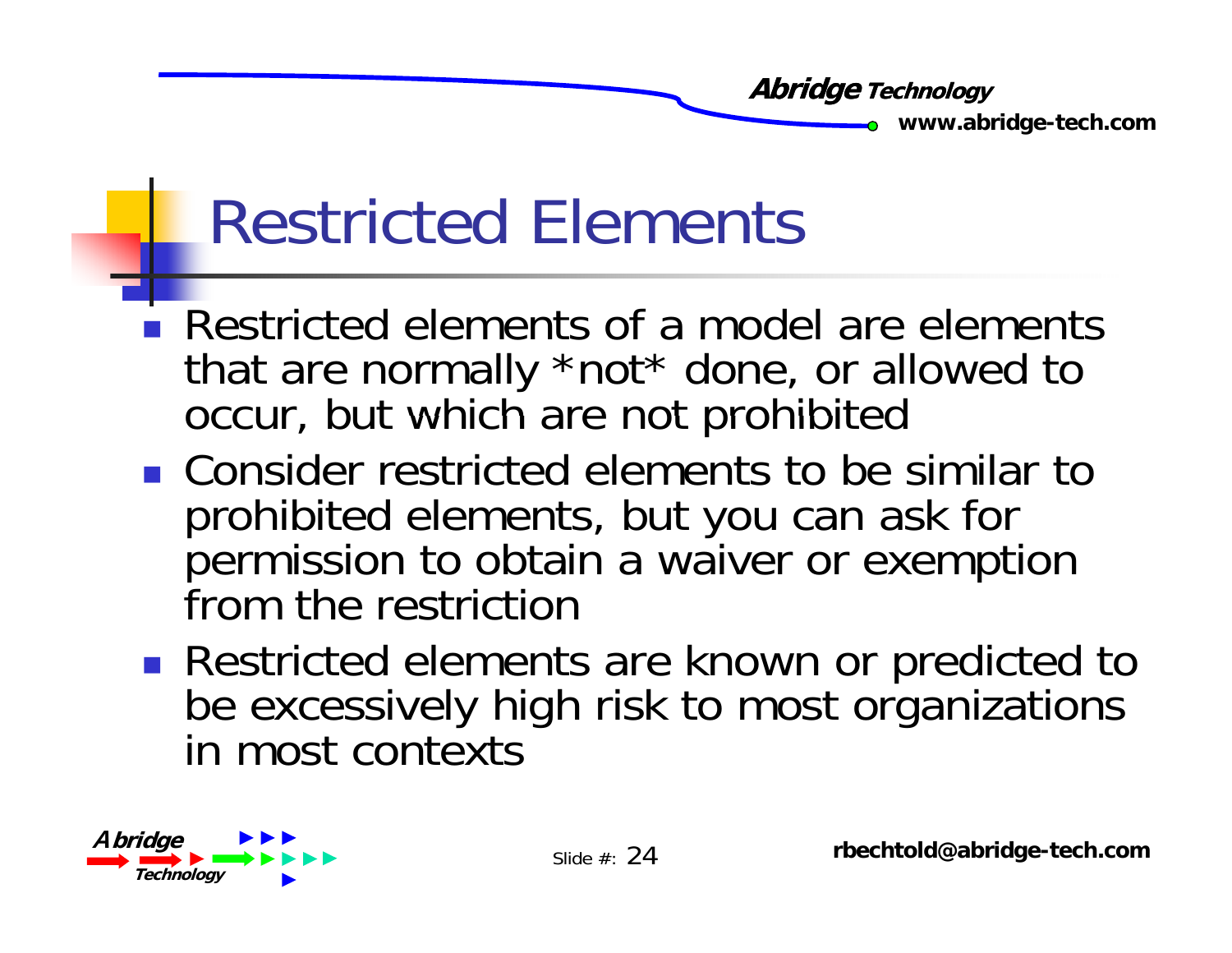# Restricted Elements

- Restricted elements of a model are elements that are normally *not* done, or allowed to occur, but which are not prohibited
- Consider restricted elements to be similar to prohibited elements, but you can ask for permission to obtain a waiver or exemption from the restriction
- Restricted elements are known or predicted to be excessively high risk to most organizations in most contexts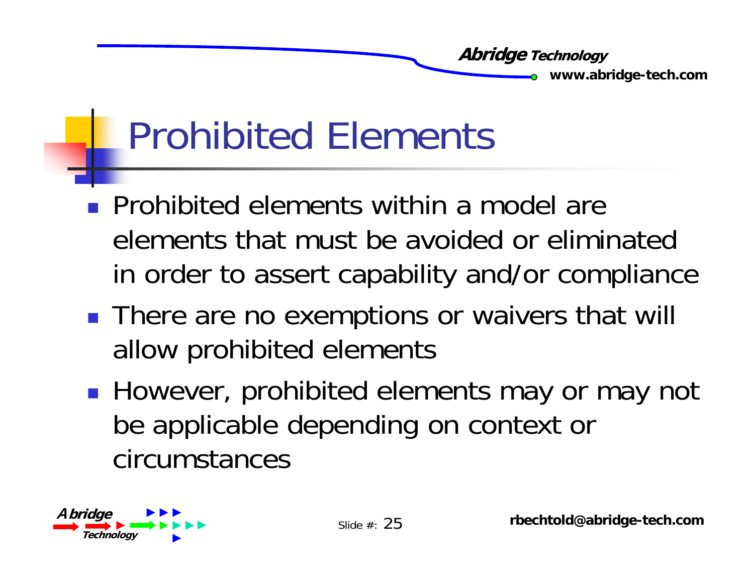# Prohibited Elements

- Prohibited elements within a model are elements that must be avoided or eliminated in order to assert capability and/or compliance
- There are no exemptions or waivers that will allow prohibited elements
- However, prohibited elements may or may not be applicable depending on context or circumstances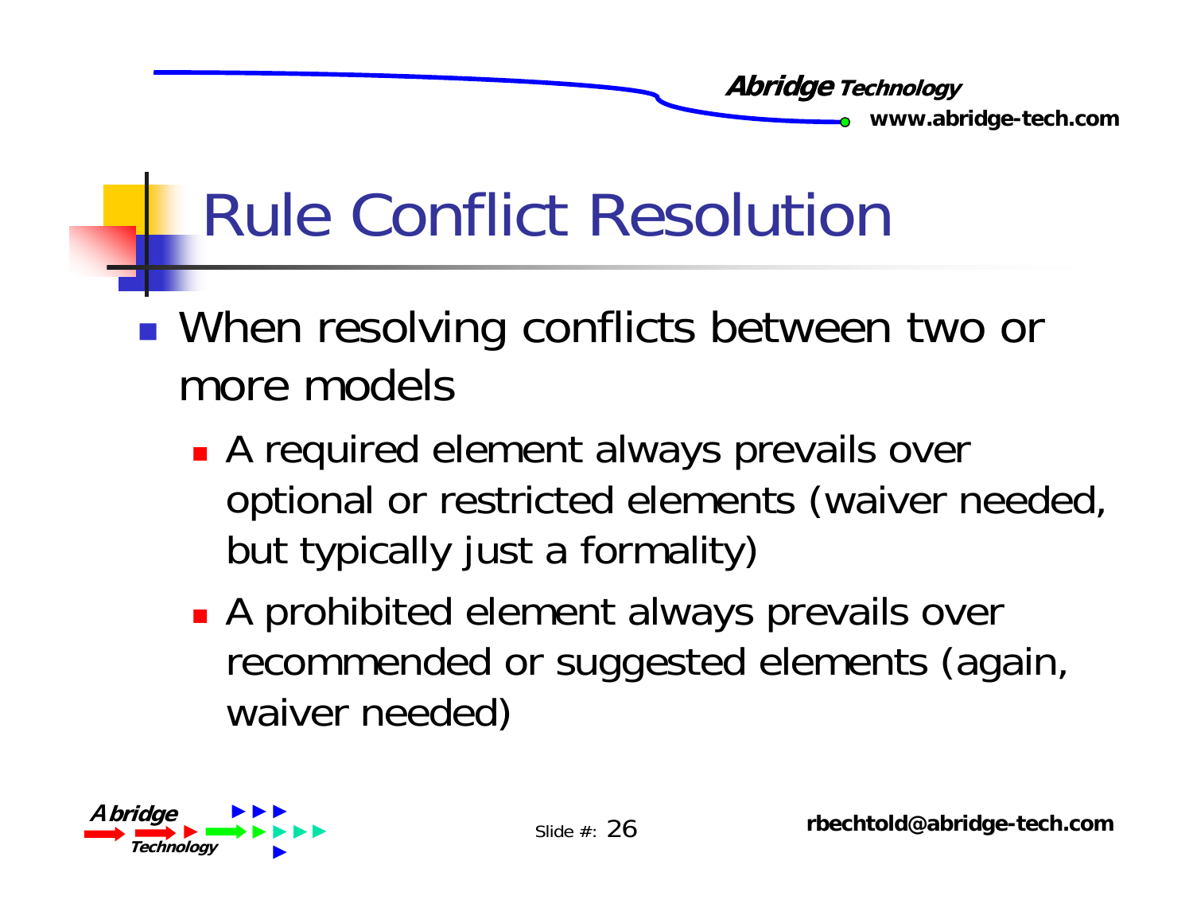# Rule Conflict Resolution

- When resolving conflicts between two or more models
  - A required element always prevails over optional or restricted elements (waiver needed, but typically just a formality)
  - A prohibited element always prevails over recommended or suggested elements (again, waiver needed)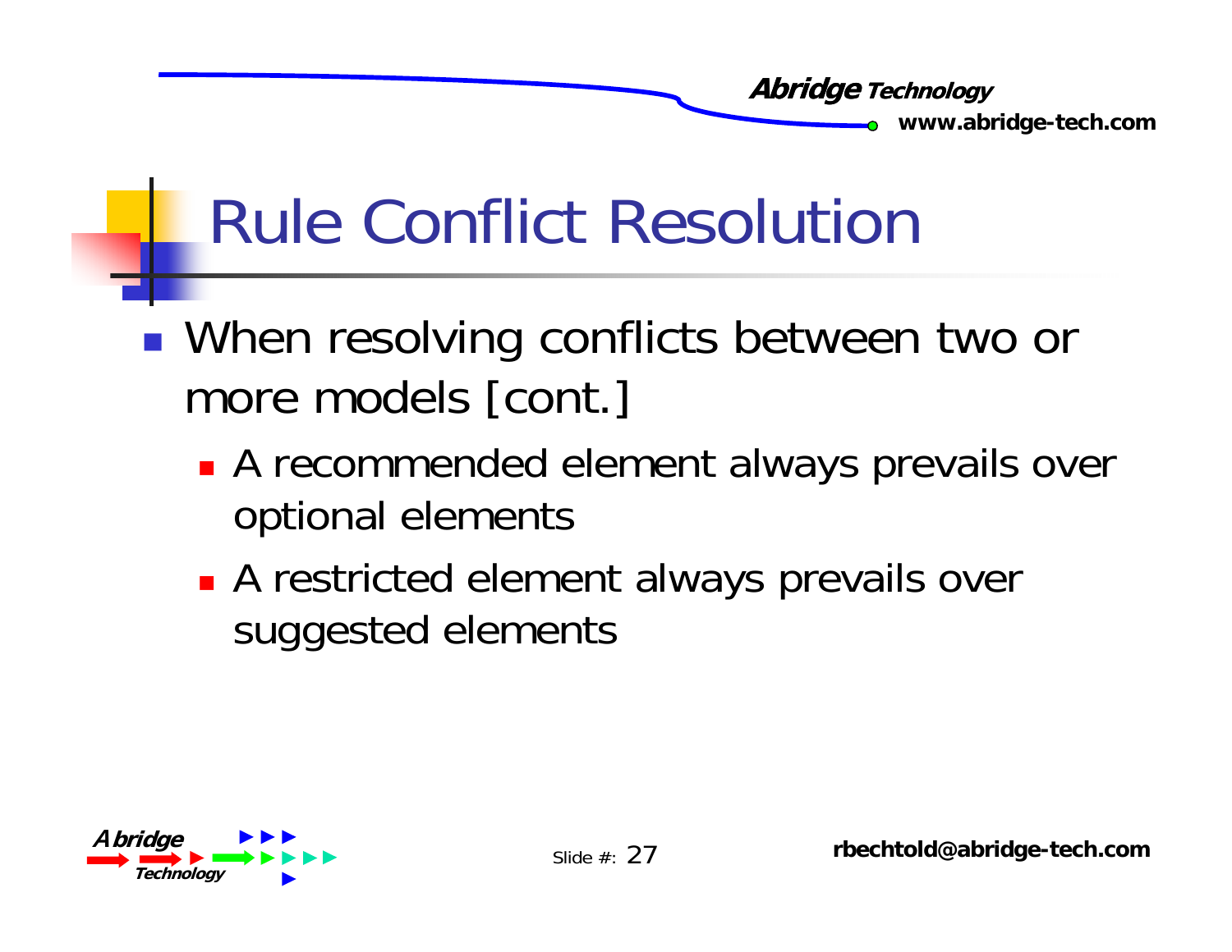# Rule Conflict Resolution

- When resolving conflicts between two or more models [cont.]
  - A recommended element always prevails over optional elements
  - A restricted element always prevails over suggested elements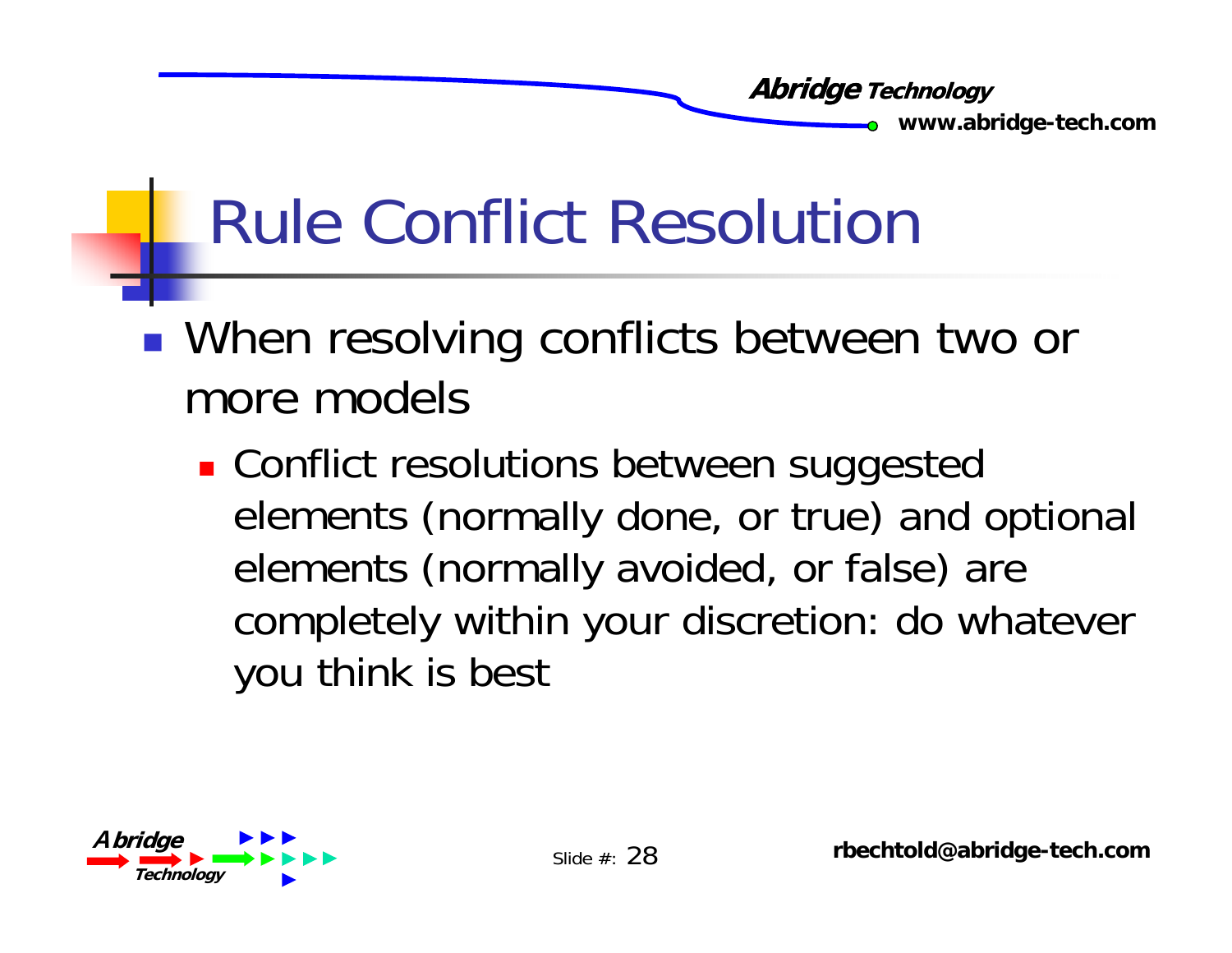# Rule Conflict Resolution

- When resolving conflicts between two or more models
  - Conflict resolutions between suggested elements (normally done, or true) and optional elements (normally avoided, or false) are completely within your discretion: do whatever you think is best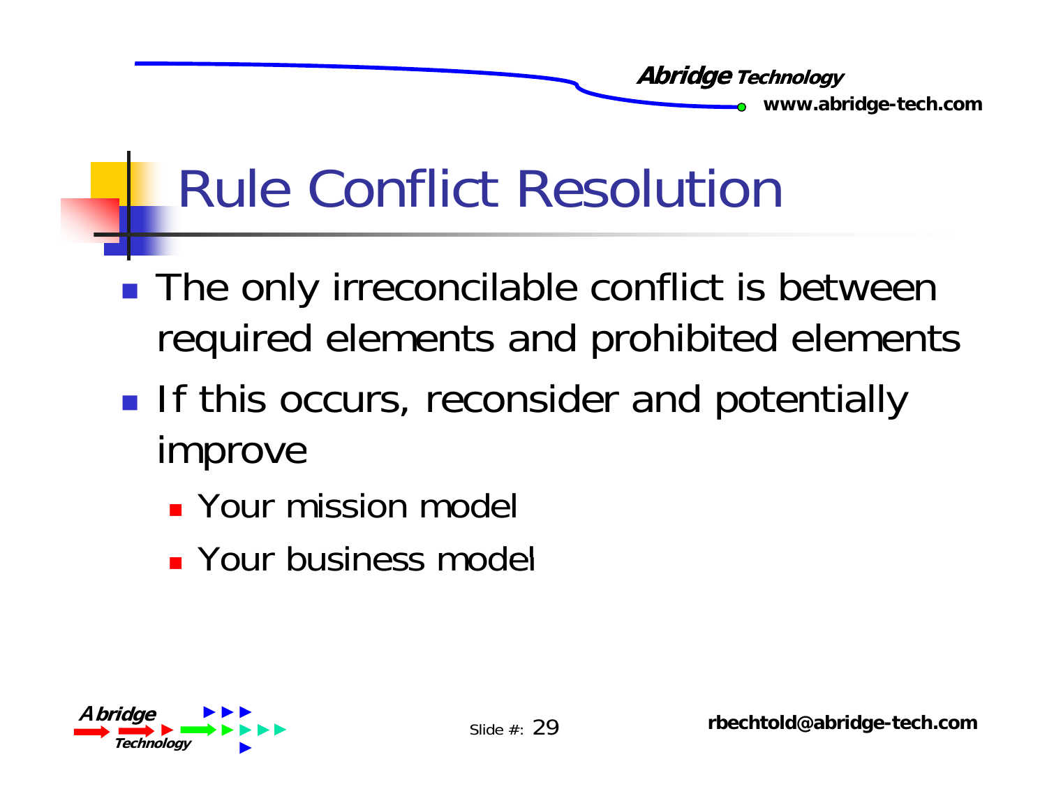# Rule Conflict Resolution

- The only irreconcilable conflict is between required elements and prohibited elements
- If this occurs, reconsider and potentially improve
  - Your mission model
  - Your business model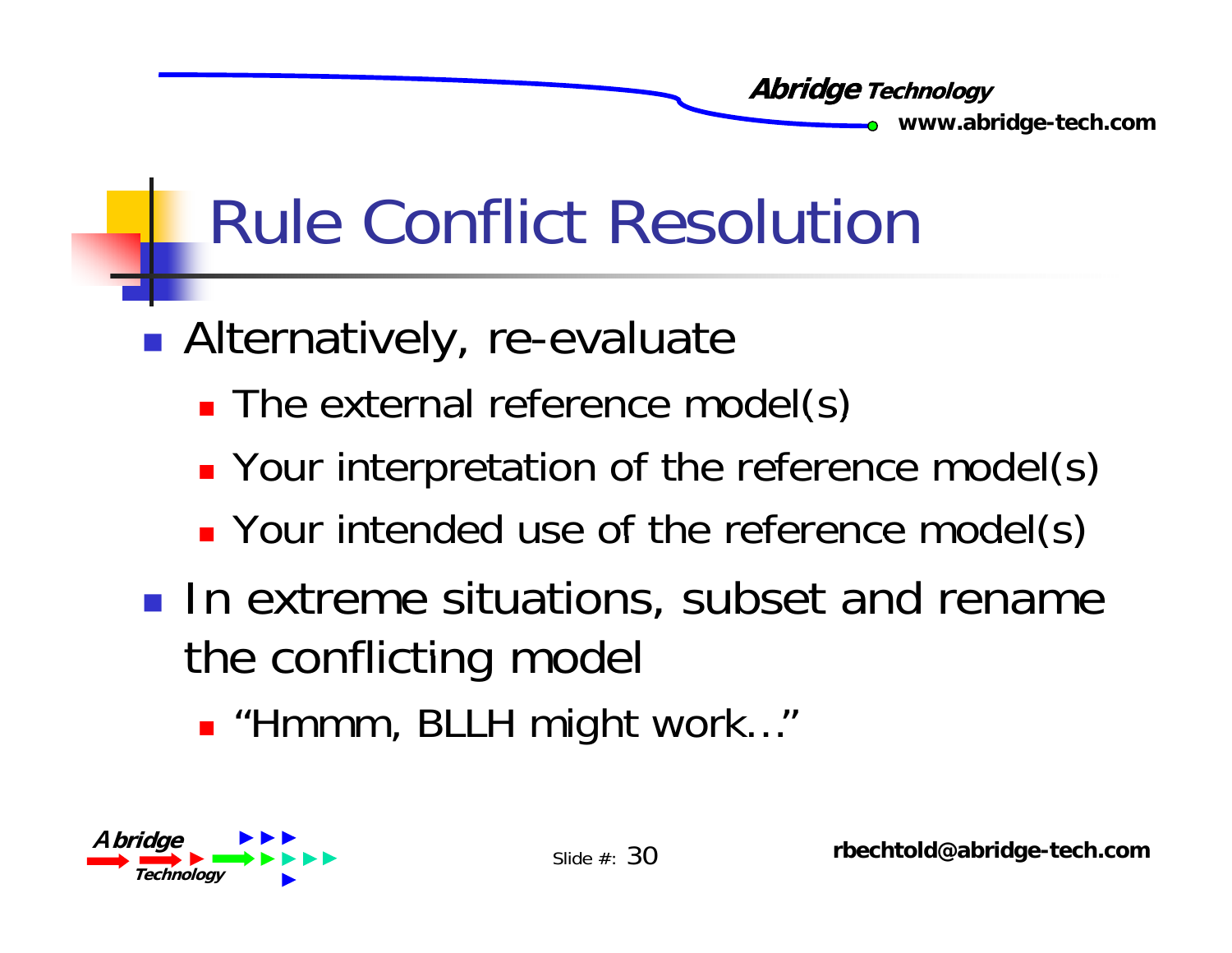# Rule Conflict Resolution

- Alternatively, re-evaluate
  - The external reference model(s)
  - Your interpretation of the reference model(s)
  - Your intended use of the reference model(s)
- In extreme situations, subset and rename the conflicting model
  - "Hmmm, BLLH might work…"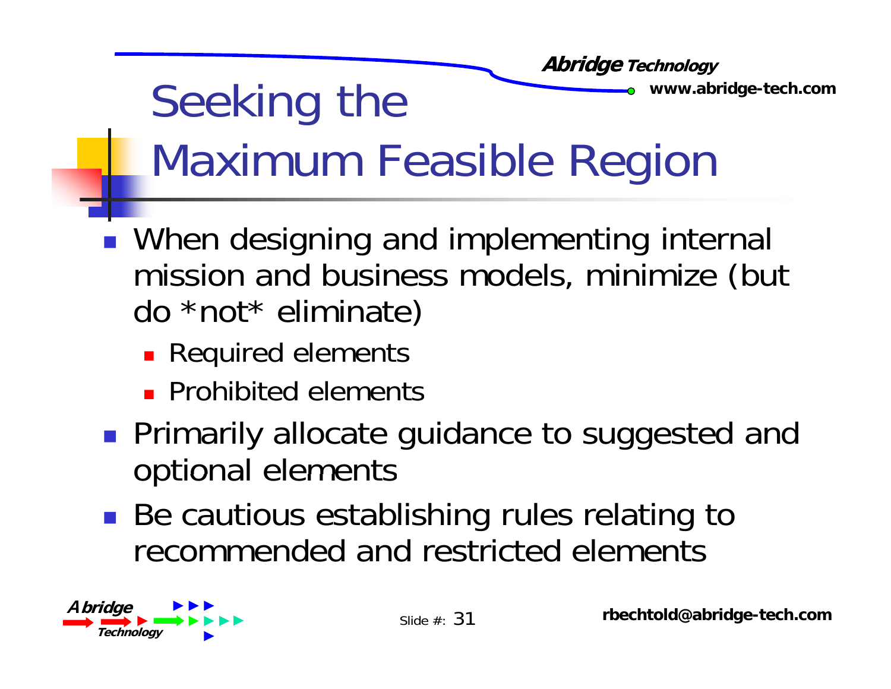# Seeking the Maximum Feasible Region

- When designing and implementing internal mission and business models, minimize (but do *not* eliminate)
  - Required elements
  - Prohibited elements
- Primarily allocate guidance to suggested and optional elements
- Be cautious establishing rules relating to recommended and restricted elements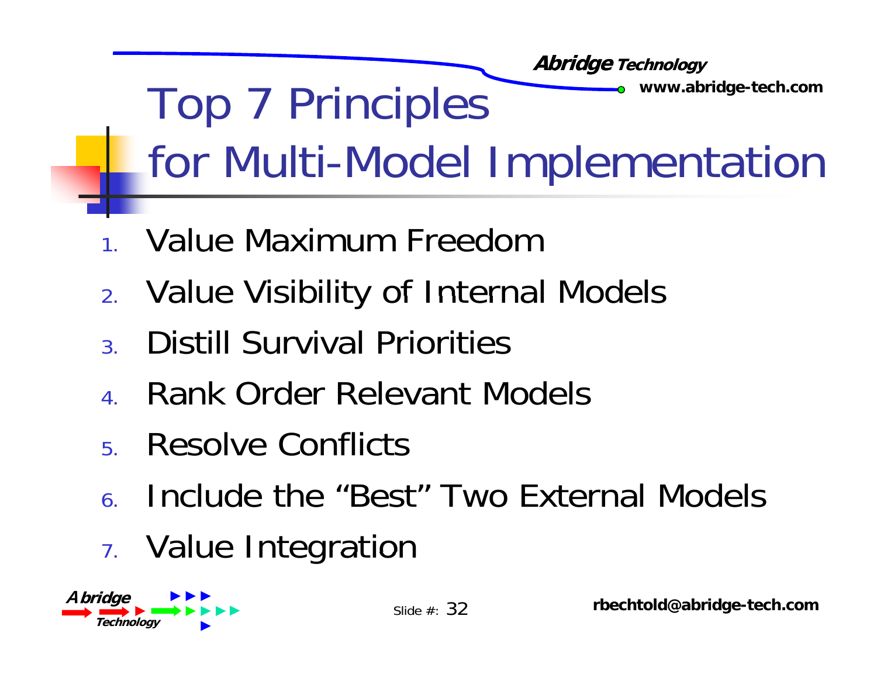# Top 7 Principles for Multi-Model Implementation

1. Value Maximum Freedom
2. Value Visibility of Internal Models
3. Distill Survival Priorities
4. Rank Order Relevant Models
5. Resolve Conflicts
6. Include the “Best” Two External Models
7. Value Integration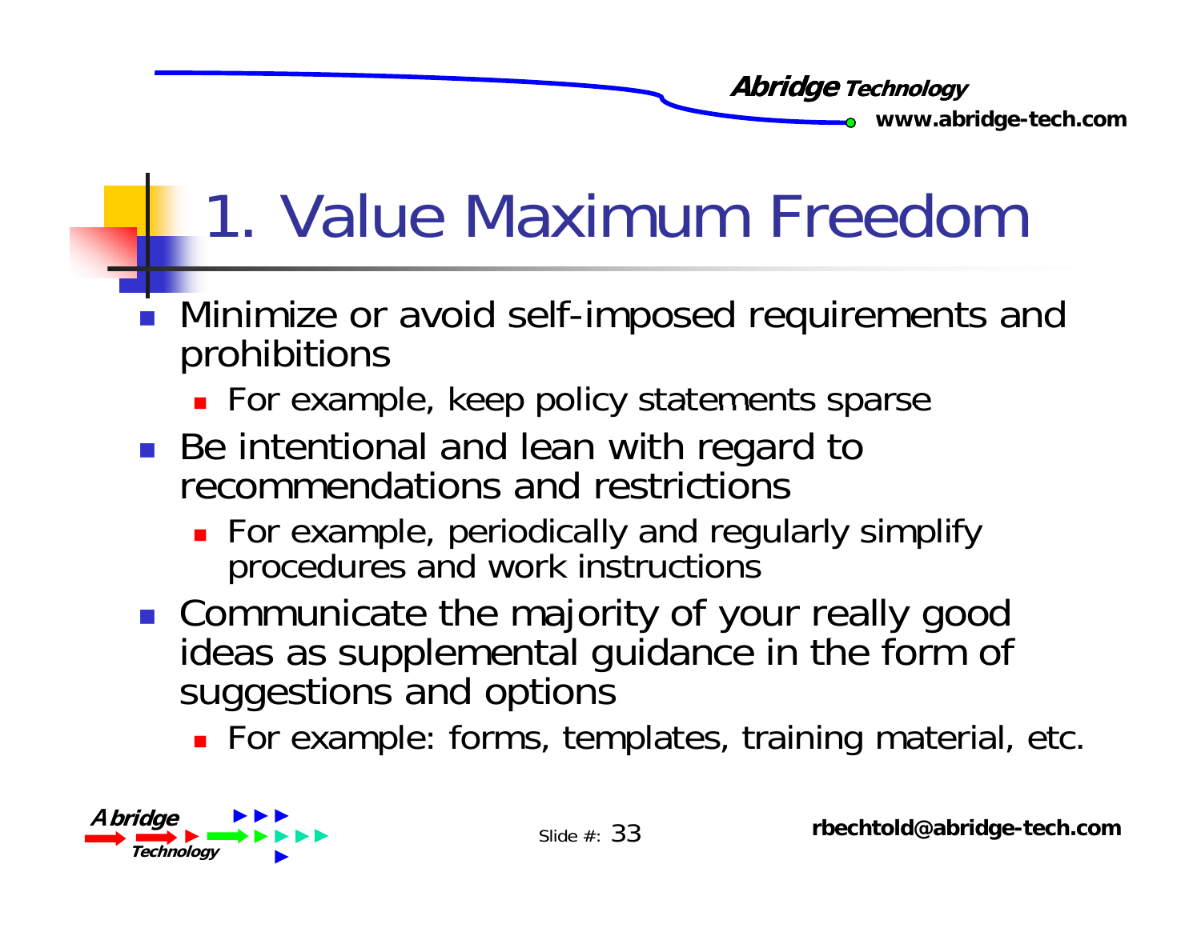# 1. Value Maximum Freedom

- Minimize or avoid self-imposed requirements and prohibitions
  - For example, keep policy statements sparse
- Be intentional and lean with regard to recommendations and restrictions
  - For example, periodically and regularly simplify procedures and work instructions
- Communicate the majority of your really good ideas as supplemental guidance in the form of suggestions and options
  - For example: forms, templates, training material, etc.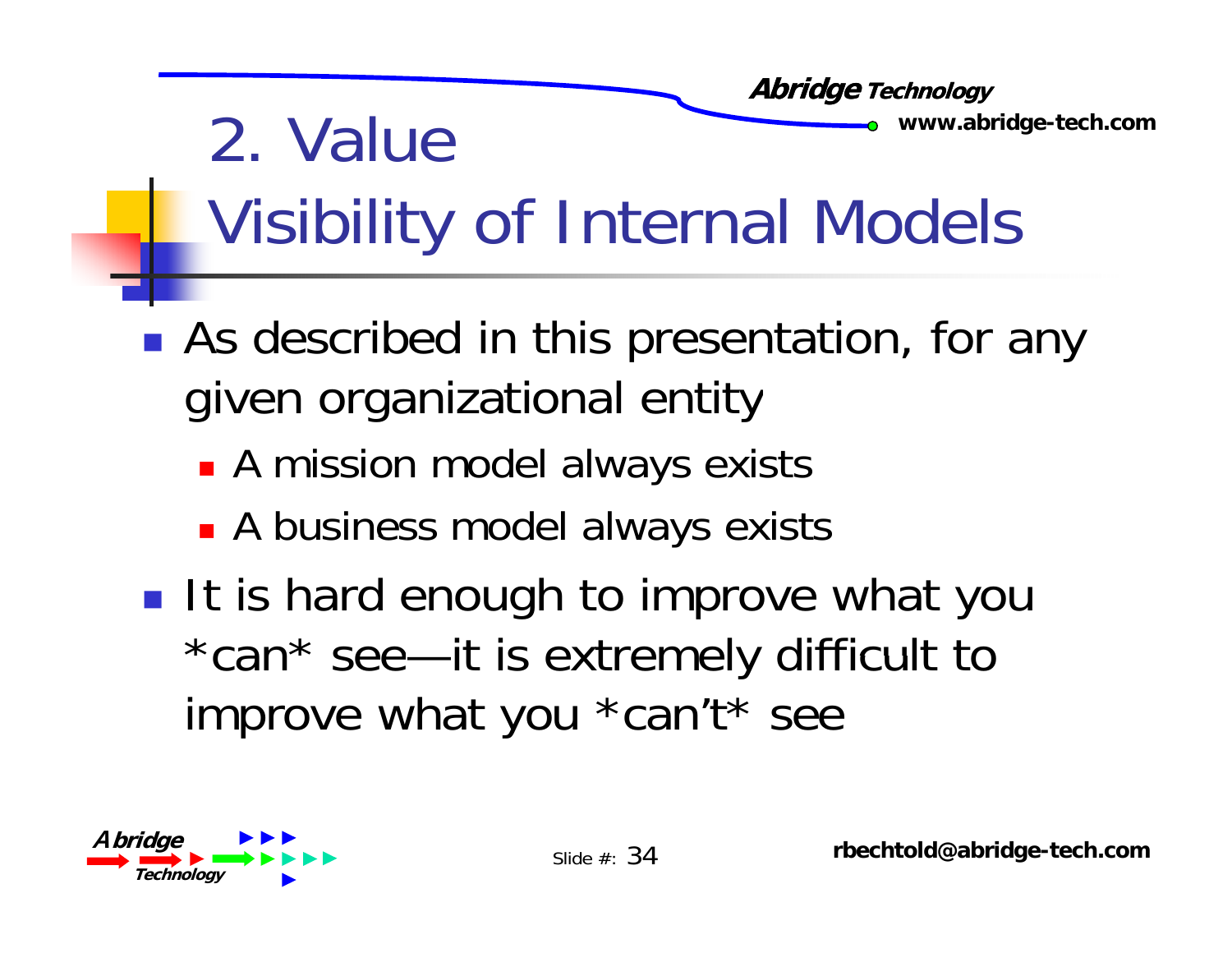# 2. Value
# Visibility of Internal Models

- As described in this presentation, for any given organizational entity
  - A mission model always exists
  - A business model always exists
- It is hard enough to improve what you *can* see—it is extremely difficult to improve what you *can't* see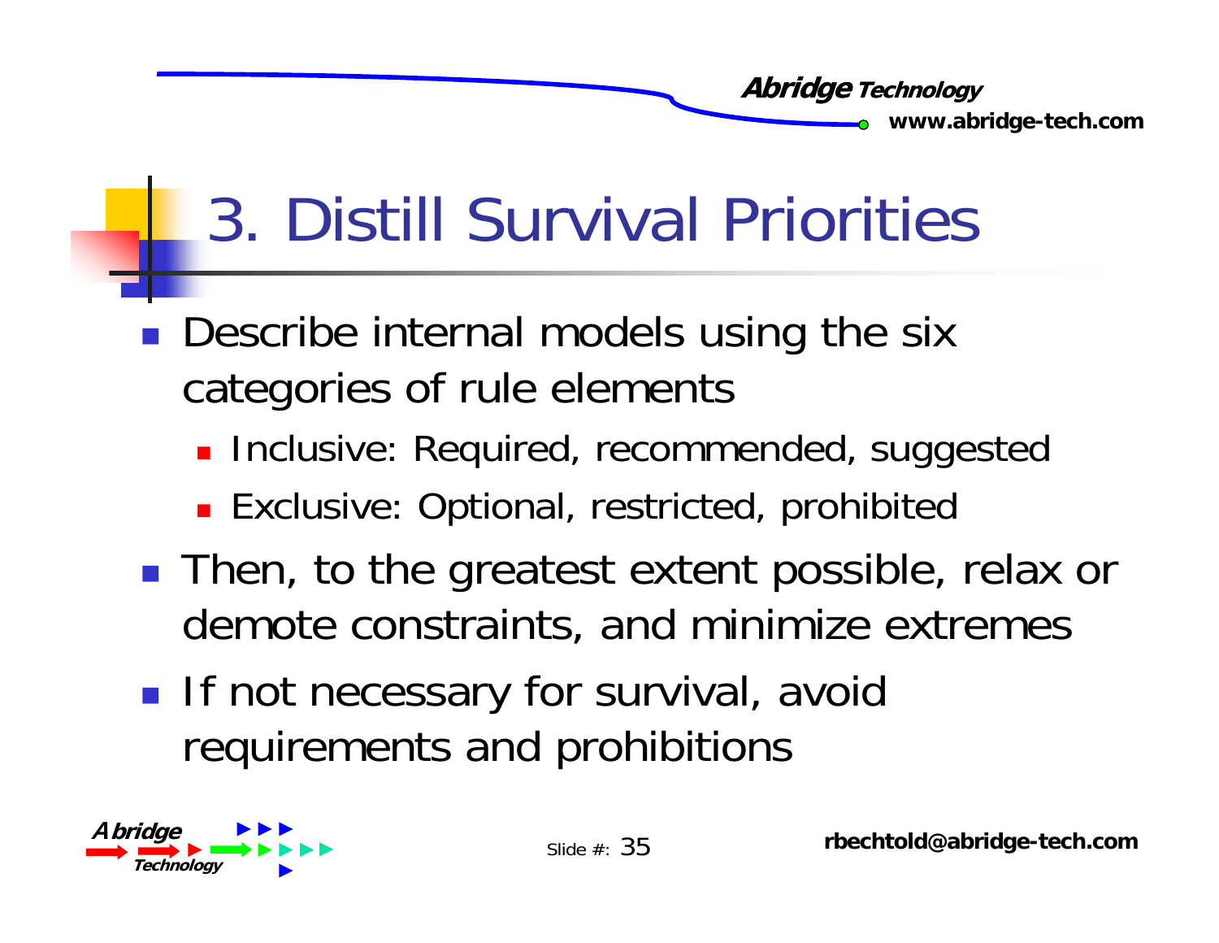# 3. Distill Survival Priorities

- Describe internal models using the six categories of rule elements
  - Inclusive: Required, recommended, suggested
  - Exclusive: Optional, restricted, prohibited
- Then, to the greatest extent possible, relax or demote constraints, and minimize extremes
- If not necessary for survival, avoid requirements and prohibitions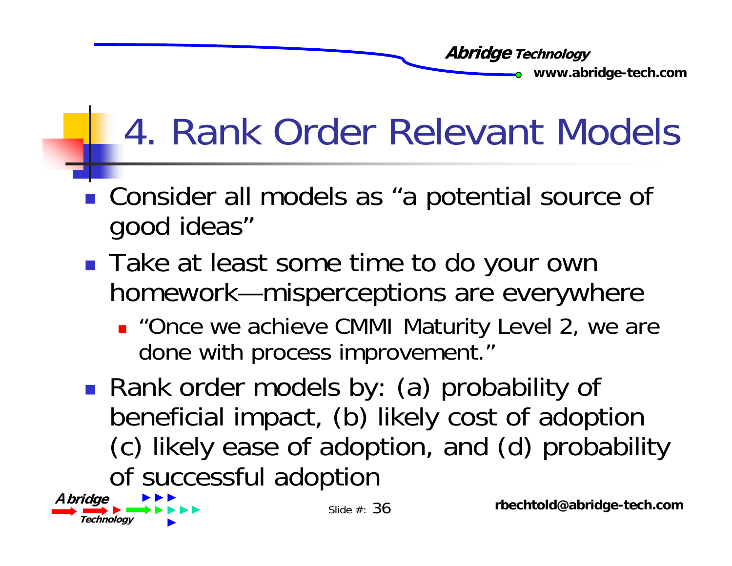# 4. Rank Order Relevant Models

- Consider all models as "a potential source of good ideas"
- Take at least some time to do your own homework—misperceptions are everywhere
  - "Once we achieve CMMI Maturity Level 2, we are done with process improvement."
- Rank order models by: (a) probability of beneficial impact, (b) likely cost of adoption (c) likely ease of adoption, and (d) probability of successful adoption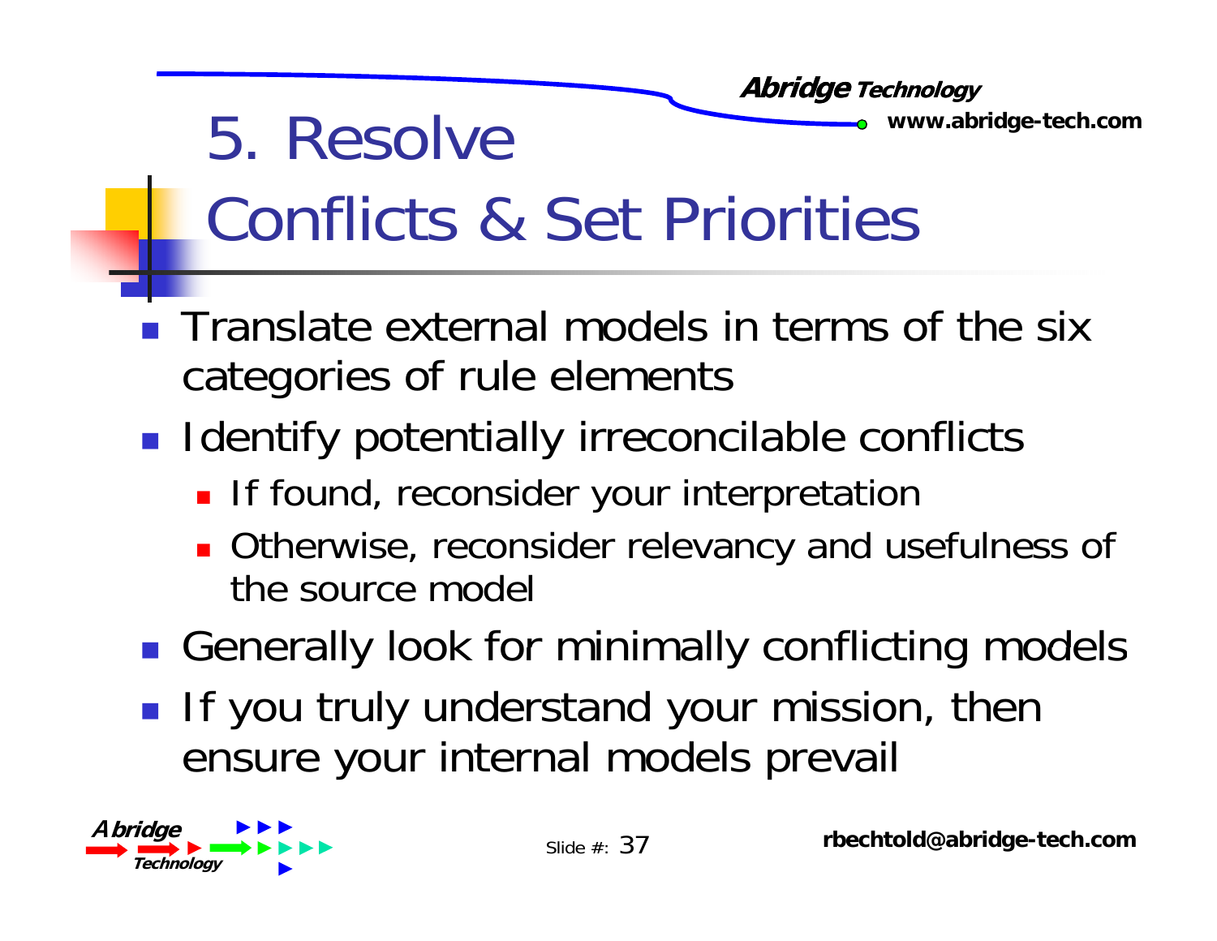# 5. Resolve Conflicts & Set Priorities

- Translate external models in terms of the six categories of rule elements
- Identify potentially irreconcilable conflicts
  - If found, reconsider your interpretation
  - Otherwise, reconsider relevancy and usefulness of the source model
- Generally look for minimally conflicting models
- If you truly understand your mission, then ensure your internal models prevail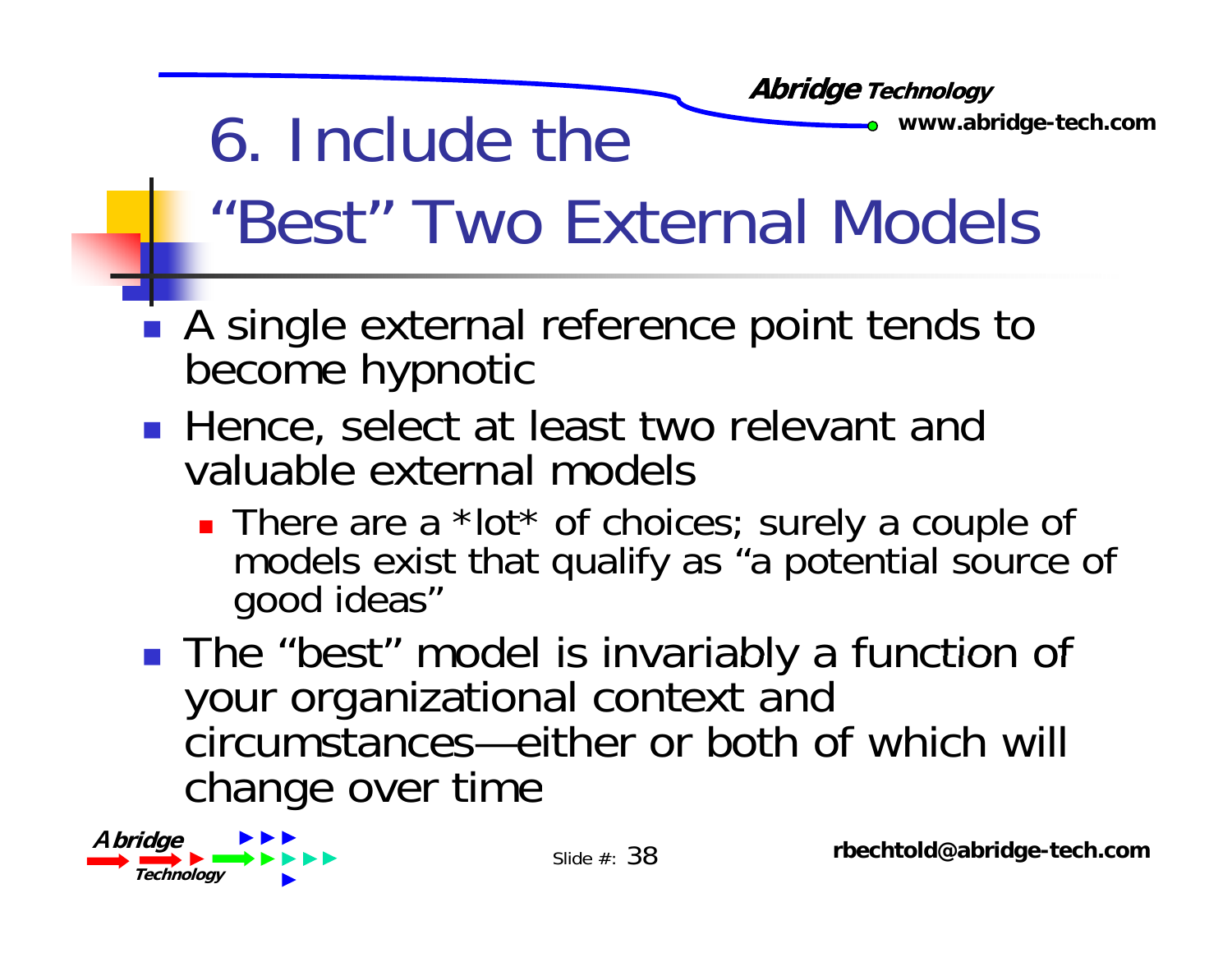# 6. Include the "Best" Two External Models

- A single external reference point tends to become hypnotic
- Hence, select at least two relevant and valuable external models
  - There are a *lot* of choices; surely a couple of models exist that qualify as "a potential source of good ideas"
- The "best" model is invariably a function of your organizational context and circumstances—either or both of which will change over time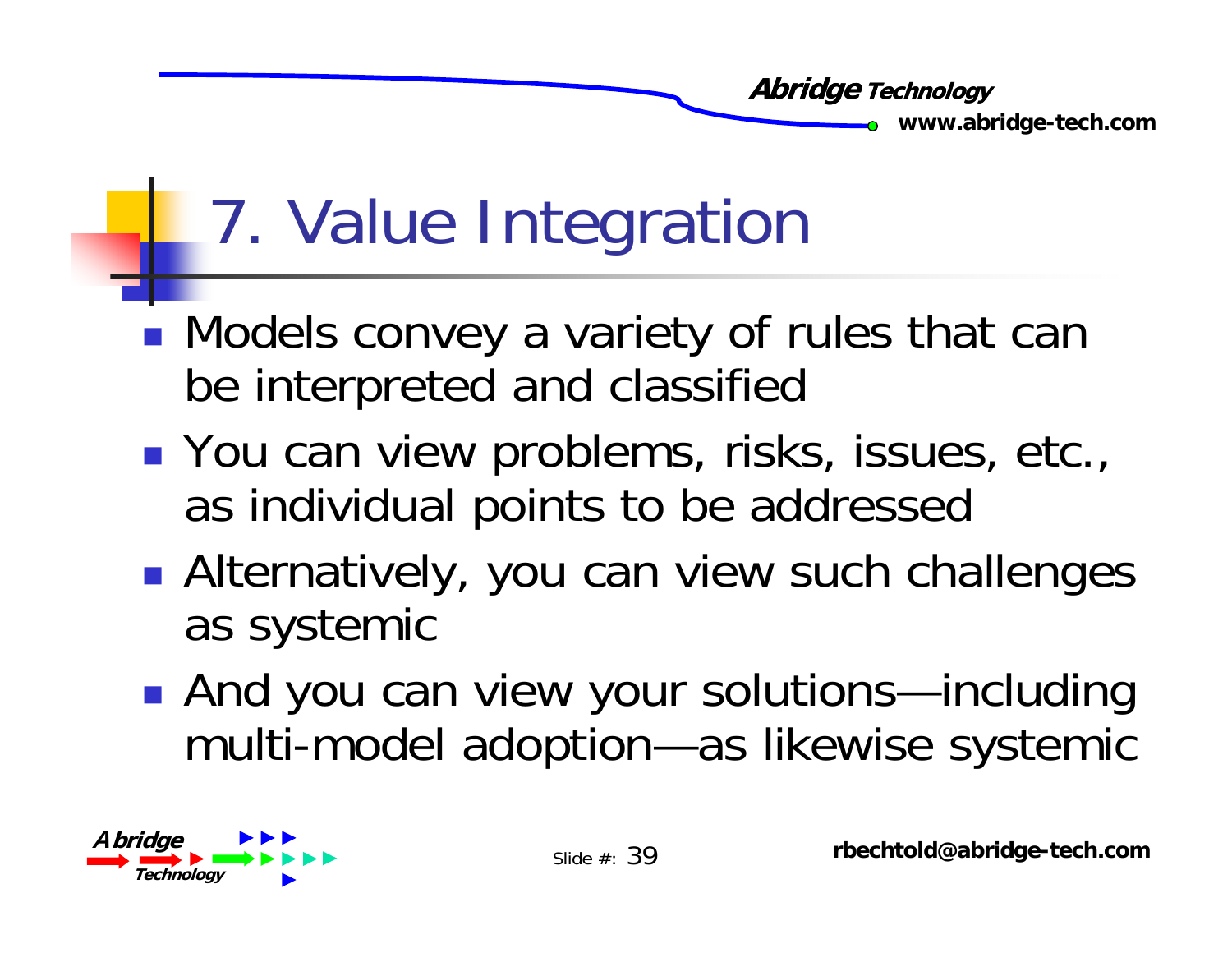# 7. Value Integration

- Models convey a variety of rules that can be interpreted and classified
- You can view problems, risks, issues, etc., as individual points to be addressed
- Alternatively, you can view such challenges as systemic
- And you can view your solutions—including multi-model adoption—as likewise systemic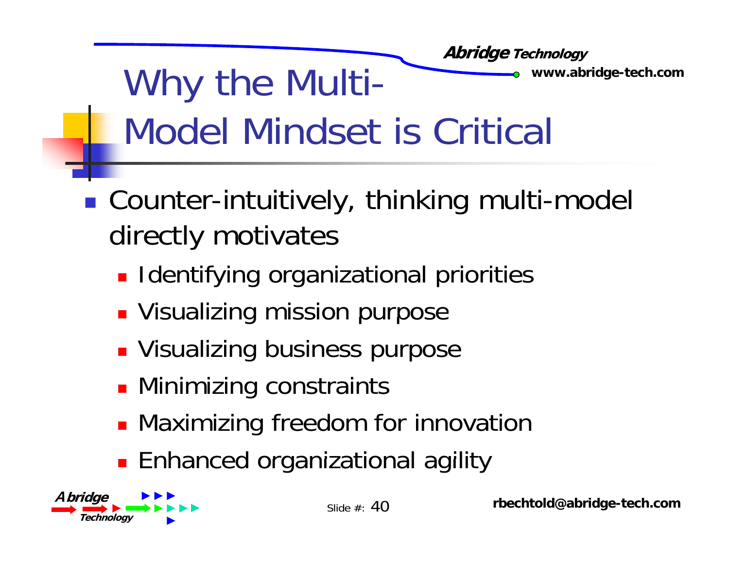# Why the Multi-Model Mindset is Critical

- Counter-intuitively, thinking multi-model directly motivates
  - Identifying organizational priorities
  - Visualizing mission purpose
  - Visualizing business purpose
  - Minimizing constraints
  - Maximizing freedom for innovation
  - Enhanced organizational agility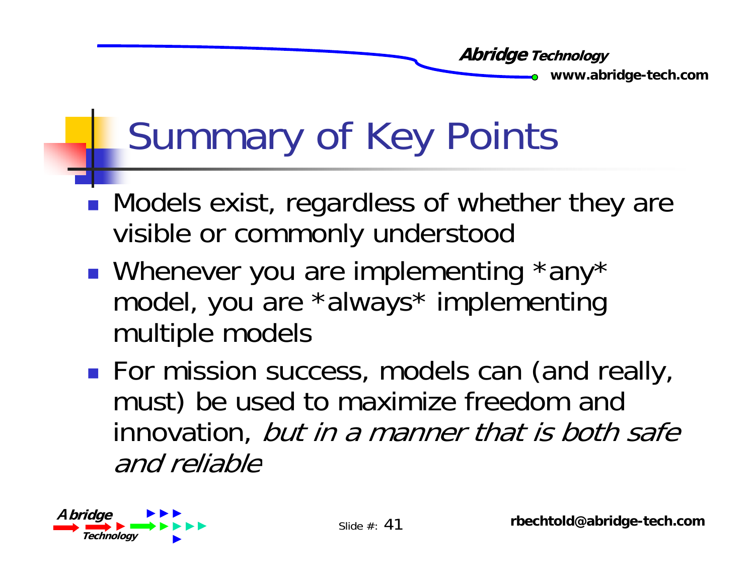# Summary of Key Points

- Models exist, regardless of whether they are visible or commonly understood
- Whenever you are implementing *any* model, you are *always* implementing multiple models
- For mission success, models can (and really, must) be used to maximize freedom and innovation, *but in a manner that is both safe and reliable*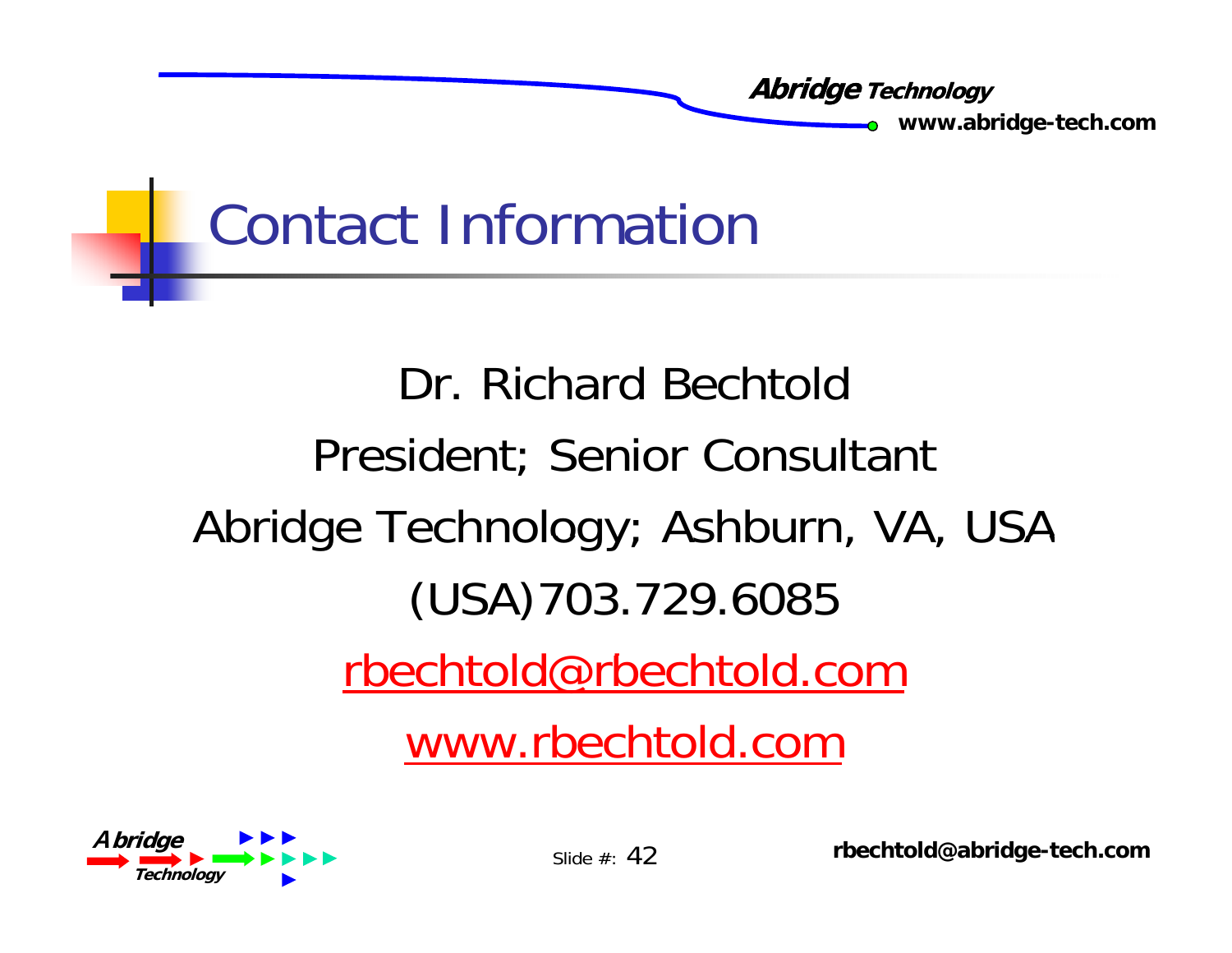# Contact Information

Dr. Richard Bechtold

President; Senior Consultant

Abridge Technology; Ashburn, VA, USA

(USA)703.729.6085

rbechtold@rbechtold.com

www.rbechtold.com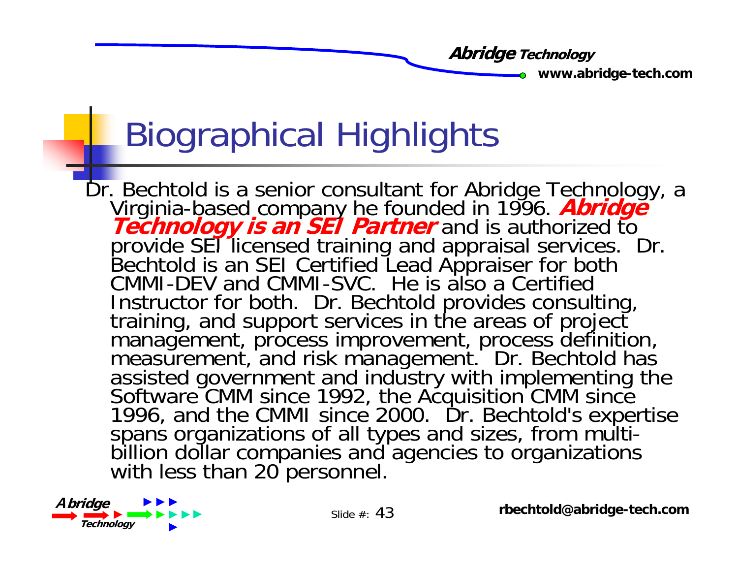# Biographical Highlights

Dr. Bechtold is a senior consultant for Abridge Technology, a Virginia-based company he founded in 1996. ***Abridge Technology is an SEI Partner*** and is authorized to provide SEI licensed training and appraisal services. Dr. Bechtold is an SEI Certified Lead Appraiser for both CMMI-DEV and CMMI-SVC. He is also a Certified Instructor for both. Dr. Bechtold provides consulting, training, and support services in the areas of project management, process improvement, process definition, measurement, and risk management. Dr. Bechtold has assisted government and industry with implementing the Software CMM since 1992, the Acquisition CMM since 1996, and the CMMI since 2000. Dr. Bechtold's expertise spans organizations of all types and sizes, from multi-billion dollar companies and agencies to organizations with less than 20 personnel.